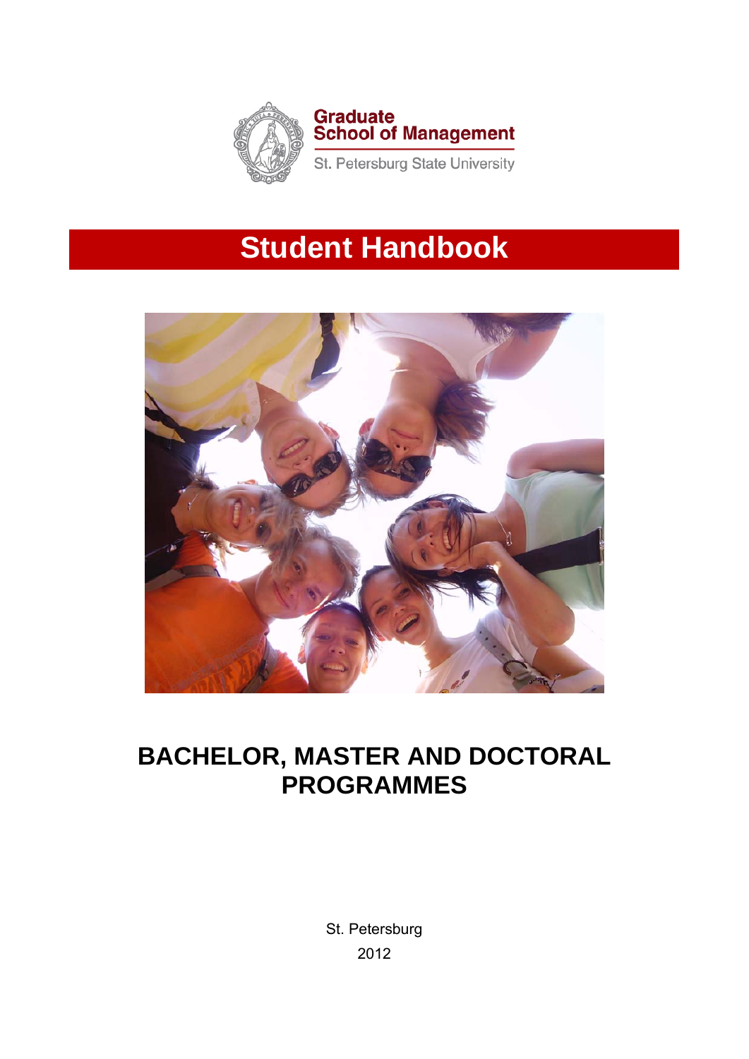Graduate
School of Management

St. Petersburg State University

# Student Handbook

## BACHELOR, MASTER AND DOCTORAL PROGRAMMES

St. Petersburg

2012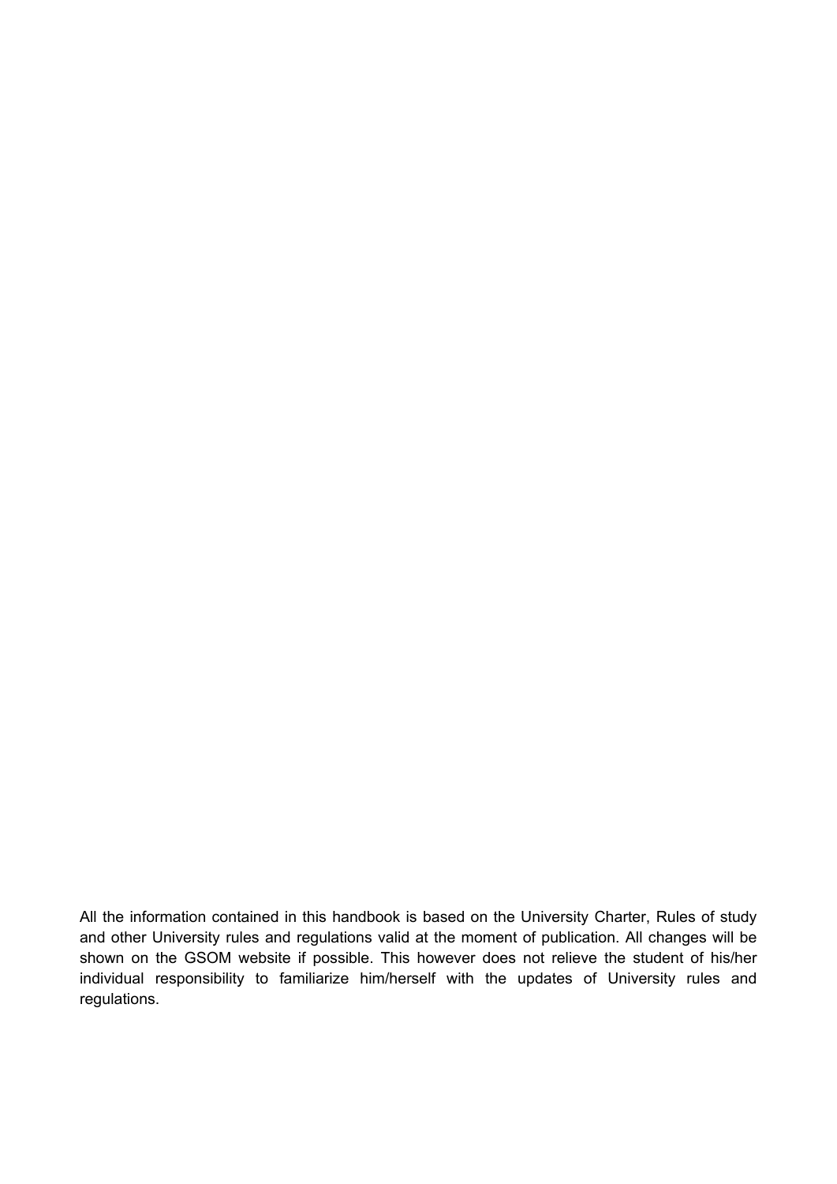All the information contained in this handbook is based on the University Charter, Rules of study and other University rules and regulations valid at the moment of publication. All changes will be shown on the GSOM website if possible. This however does not relieve the student of his/her individual responsibility to familiarize him/herself with the updates of University rules and regulations.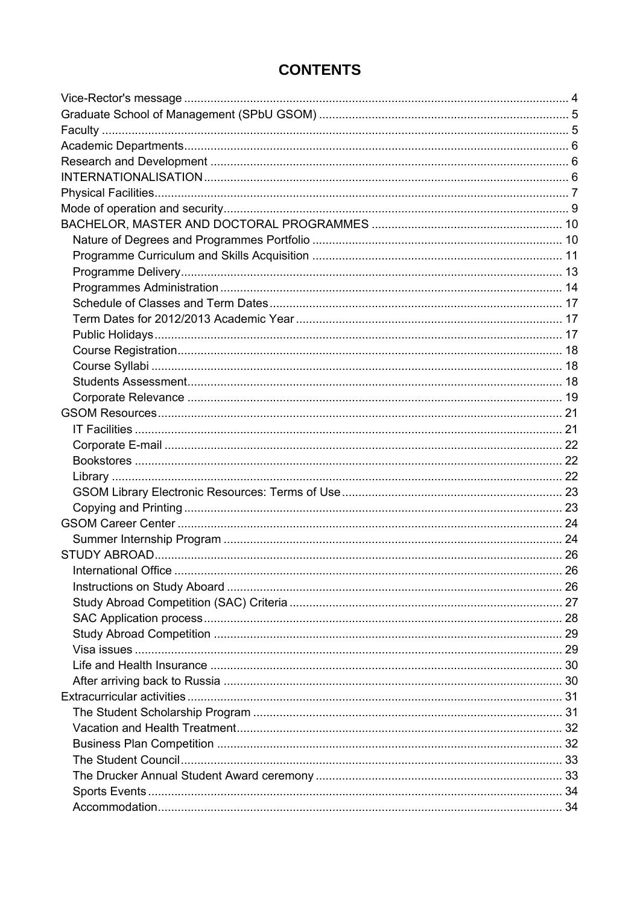# CONTENTS

- Vice-Rector's message ... 4
- Graduate School of Management (SPbU GSOM) ... 5
- Faculty ... 5
- Academic Departments ... 6
- Research and Development ... 6
- INTERNATIONALISATION ... 6
- Physical Facilities ... 7
- Mode of operation and security ... 9
- BACHELOR, MASTER AND DOCTORAL PROGRAMMES ... 10
  - Nature of Degrees and Programmes Portfolio ... 10
  - Programme Curriculum and Skills Acquisition ... 11
  - Programme Delivery ... 13
  - Programmes Administration ... 14
  - Schedule of Classes and Term Dates ... 17
  - Term Dates for 2012/2013 Academic Year ... 17
  - Public Holidays ... 17
  - Course Registration ... 18
  - Course Syllabi ... 18
  - Students Assessment ... 18
  - Corporate Relevance ... 19
- GSOM Resources ... 21
  - IT Facilities ... 21
  - Corporate E-mail ... 22
  - Bookstores ... 22
  - Library ... 22
  - GSOM Library Electronic Resources: Terms of Use ... 23
  - Copying and Printing ... 23
- GSOM Career Center ... 24
  - Summer Internship Program ... 24
- STUDY ABROAD ... 26
  - International Office ... 26
  - Instructions on Study Aboard ... 26
  - Study Abroad Competition (SAC) Criteria ... 27
  - SAC Application process ... 28
  - Study Abroad Competition ... 29
  - Visa issues ... 29
  - Life and Health Insurance ... 30
  - After arriving back to Russia ... 30
- Extracurricular activities ... 31
  - The Student Scholarship Program ... 31
  - Vacation and Health Treatment ... 32
  - Business Plan Competition ... 32
  - The Student Council ... 33
  - The Drucker Annual Student Award ceremony ... 33
  - Sports Events ... 34
  - Accommodation ... 34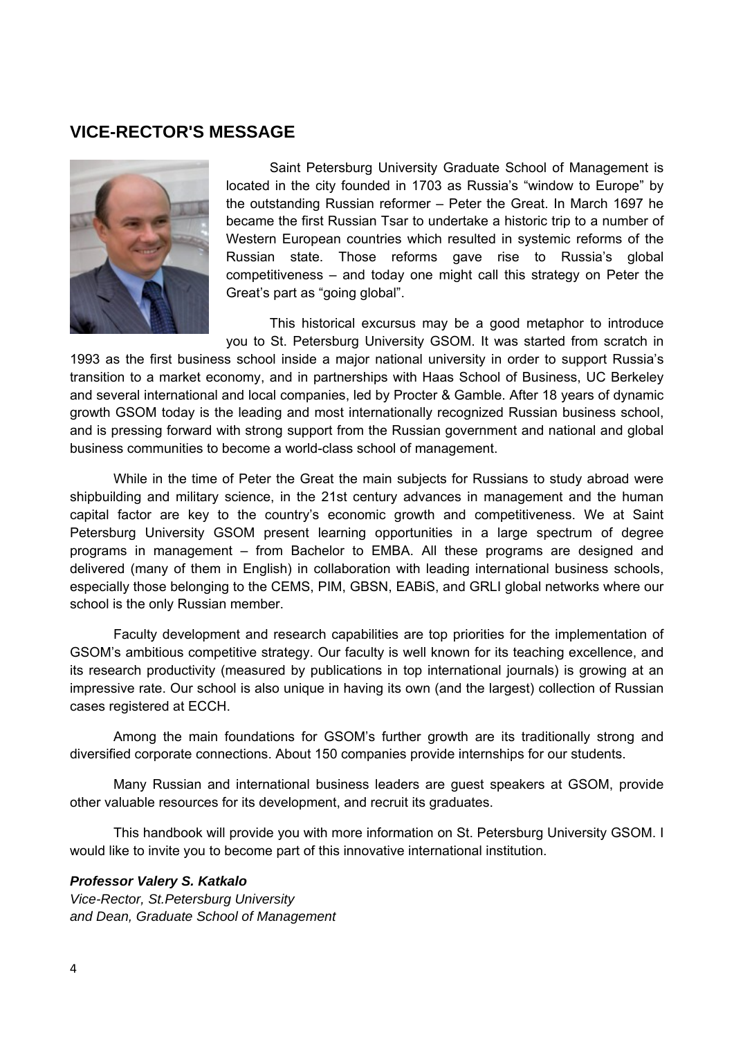## VICE-RECTOR'S MESSAGE

Saint Petersburg University Graduate School of Management is located in the city founded in 1703 as Russia's "window to Europe" by the outstanding Russian reformer – Peter the Great. In March 1697 he became the first Russian Tsar to undertake a historic trip to a number of Western European countries which resulted in systemic reforms of the Russian state. Those reforms gave rise to Russia's global competitiveness – and today one might call this strategy on Peter the Great's part as "going global".

This historical excursus may be a good metaphor to introduce you to St. Petersburg University GSOM. It was started from scratch in 1993 as the first business school inside a major national university in order to support Russia's transition to a market economy, and in partnerships with Haas School of Business, UC Berkeley and several international and local companies, led by Procter & Gamble. After 18 years of dynamic growth GSOM today is the leading and most internationally recognized Russian business school, and is pressing forward with strong support from the Russian government and national and global business communities to become a world-class school of management.

While in the time of Peter the Great the main subjects for Russians to study abroad were shipbuilding and military science, in the 21st century advances in management and the human capital factor are key to the country's economic growth and competitiveness. We at Saint Petersburg University GSOM present learning opportunities in a large spectrum of degree programs in management – from Bachelor to EMBA. All these programs are designed and delivered (many of them in English) in collaboration with leading international business schools, especially those belonging to the CEMS, PIM, GBSN, EABiS, and GRLI global networks where our school is the only Russian member.

Faculty development and research capabilities are top priorities for the implementation of GSOM's ambitious competitive strategy. Our faculty is well known for its teaching excellence, and its research productivity (measured by publications in top international journals) is growing at an impressive rate. Our school is also unique in having its own (and the largest) collection of Russian cases registered at ECCH.

Among the main foundations for GSOM's further growth are its traditionally strong and diversified corporate connections. About 150 companies provide internships for our students.

Many Russian and international business leaders are guest speakers at GSOM, provide other valuable resources for its development, and recruit its graduates.

This handbook will provide you with more information on St. Petersburg University GSOM. I would like to invite you to become part of this innovative international institution.

***Professor Valery S. Katkalo***
*Vice-Rector, St.Petersburg University*
*and Dean, Graduate School of Management*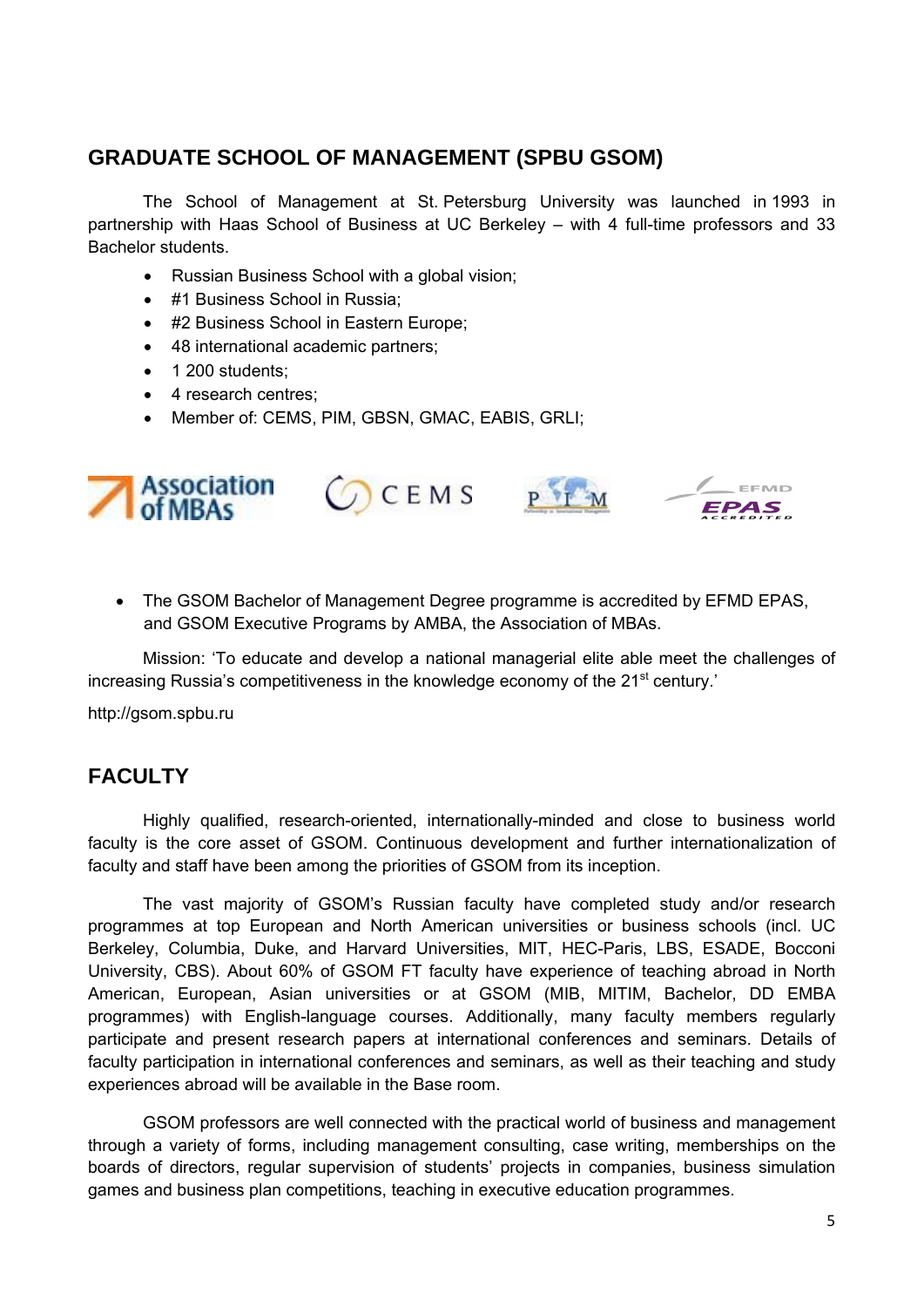## GRADUATE SCHOOL OF MANAGEMENT (SPBU GSOM)

The School of Management at St. Petersburg University was launched in 1993 in partnership with Haas School of Business at UC Berkeley – with 4 full-time professors and 33 Bachelor students.

- Russian Business School with a global vision;
- #1 Business School in Russia;
- #2 Business School in Eastern Europe;
- 48 international academic partners;
- 1 200 students;
- 4 research centres;
- Member of: CEMS, PIM, GBSN, GMAC, EABIS, GRLI;

- The GSOM Bachelor of Management Degree programme is accredited by EFMD EPAS, and GSOM Executive Programs by AMBA, the Association of MBAs.

Mission: 'To educate and develop a national managerial elite able meet the challenges of increasing Russia's competitiveness in the knowledge economy of the 21st century.'

http://gsom.spbu.ru

## FACULTY

Highly qualified, research-oriented, internationally-minded and close to business world faculty is the core asset of GSOM. Continuous development and further internationalization of faculty and staff have been among the priorities of GSOM from its inception.

The vast majority of GSOM's Russian faculty have completed study and/or research programmes at top European and North American universities or business schools (incl. UC Berkeley, Columbia, Duke, and Harvard Universities, MIT, HEC-Paris, LBS, ESADE, Bocconi University, CBS). About 60% of GSOM FT faculty have experience of teaching abroad in North American, European, Asian universities or at GSOM (MIB, MITIM, Bachelor, DD EMBA programmes) with English-language courses. Additionally, many faculty members regularly participate and present research papers at international conferences and seminars. Details of faculty participation in international conferences and seminars, as well as their teaching and study experiences abroad will be available in the Base room.

GSOM professors are well connected with the practical world of business and management through a variety of forms, including management consulting, case writing, memberships on the boards of directors, regular supervision of students' projects in companies, business simulation games and business plan competitions, teaching in executive education programmes.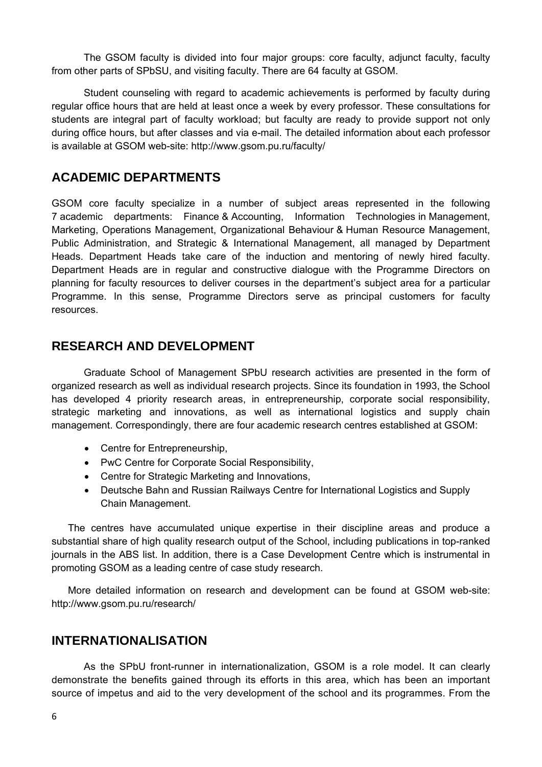The GSOM faculty is divided into four major groups: core faculty, adjunct faculty, faculty from other parts of SPbSU, and visiting faculty. There are 64 faculty at GSOM.

Student counseling with regard to academic achievements is performed by faculty during regular office hours that are held at least once a week by every professor. These consultations for students are integral part of faculty workload; but faculty are ready to provide support not only during office hours, but after classes and via e-mail. The detailed information about each professor is available at GSOM web-site: http://www.gsom.pu.ru/faculty/

## ACADEMIC DEPARTMENTS

GSOM core faculty specialize in a number of subject areas represented in the following 7 academic departments: Finance & Accounting, Information Technologies in Management, Marketing, Operations Management, Organizational Behaviour & Human Resource Management, Public Administration, and Strategic & International Management, all managed by Department Heads. Department Heads take care of the induction and mentoring of newly hired faculty. Department Heads are in regular and constructive dialogue with the Programme Directors on planning for faculty resources to deliver courses in the department's subject area for a particular Programme. In this sense, Programme Directors serve as principal customers for faculty resources.

## RESEARCH AND DEVELOPMENT

Graduate School of Management SPbU research activities are presented in the form of organized research as well as individual research projects. Since its foundation in 1993, the School has developed 4 priority research areas, in entrepreneurship, corporate social responsibility, strategic marketing and innovations, as well as international logistics and supply chain management. Correspondingly, there are four academic research centres established at GSOM:

- Centre for Entrepreneurship,
- PwC Centre for Corporate Social Responsibility,
- Centre for Strategic Marketing and Innovations,
- Deutsche Bahn and Russian Railways Centre for International Logistics and Supply Chain Management.

The centres have accumulated unique expertise in their discipline areas and produce a substantial share of high quality research output of the School, including publications in top-ranked journals in the ABS list. In addition, there is a Case Development Centre which is instrumental in promoting GSOM as a leading centre of case study research.

More detailed information on research and development can be found at GSOM web-site: http://www.gsom.pu.ru/research/

## INTERNATIONALISATION

As the SPbU front-runner in internationalization, GSOM is a role model. It can clearly demonstrate the benefits gained through its efforts in this area, which has been an important source of impetus and aid to the very development of the school and its programmes. From the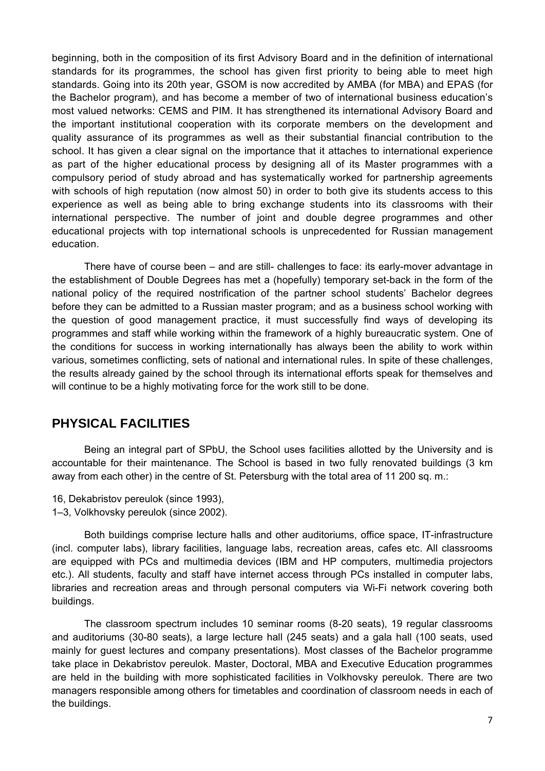beginning, both in the composition of its first Advisory Board and in the definition of international standards for its programmes, the school has given first priority to being able to meet high standards. Going into its 20th year, GSOM is now accredited by AMBA (for MBA) and EPAS (for the Bachelor program), and has become a member of two of international business education's most valued networks: CEMS and PIM. It has strengthened its international Advisory Board and the important institutional cooperation with its corporate members on the development and quality assurance of its programmes as well as their substantial financial contribution to the school. It has given a clear signal on the importance that it attaches to international experience as part of the higher educational process by designing all of its Master programmes with a compulsory period of study abroad and has systematically worked for partnership agreements with schools of high reputation (now almost 50) in order to both give its students access to this experience as well as being able to bring exchange students into its classrooms with their international perspective. The number of joint and double degree programmes and other educational projects with top international schools is unprecedented for Russian management education.

There have of course been – and are still- challenges to face: its early-mover advantage in the establishment of Double Degrees has met a (hopefully) temporary set-back in the form of the national policy of the required nostrification of the partner school students' Bachelor degrees before they can be admitted to a Russian master program; and as a business school working with the question of good management practice, it must successfully find ways of developing its programmes and staff while working within the framework of a highly bureaucratic system. One of the conditions for success in working internationally has always been the ability to work within various, sometimes conflicting, sets of national and international rules. In spite of these challenges, the results already gained by the school through its international efforts speak for themselves and will continue to be a highly motivating force for the work still to be done.

## PHYSICAL FACILITIES

Being an integral part of SPbU, the School uses facilities allotted by the University and is accountable for their maintenance. The School is based in two fully renovated buildings (3 km away from each other) in the centre of St. Petersburg with the total area of 11 200 sq. m.:

16, Dekabristov pereulok (since 1993),
1–3, Volkhovsky pereulok (since 2002).

Both buildings comprise lecture halls and other auditoriums, office space, IT-infrastructure (incl. computer labs), library facilities, language labs, recreation areas, cafes etc. All classrooms are equipped with PCs and multimedia devices (IBM and HP computers, multimedia projectors etc.). All students, faculty and staff have internet access through PCs installed in computer labs, libraries and recreation areas and through personal computers via Wi-Fi network covering both buildings.

The classroom spectrum includes 10 seminar rooms (8-20 seats), 19 regular classrooms and auditoriums (30-80 seats), a large lecture hall (245 seats) and a gala hall (100 seats, used mainly for guest lectures and company presentations). Most classes of the Bachelor programme take place in Dekabristov pereulok. Master, Doctoral, MBA and Executive Education programmes are held in the building with more sophisticated facilities in Volkhovsky pereulok. There are two managers responsible among others for timetables and coordination of classroom needs in each of the buildings.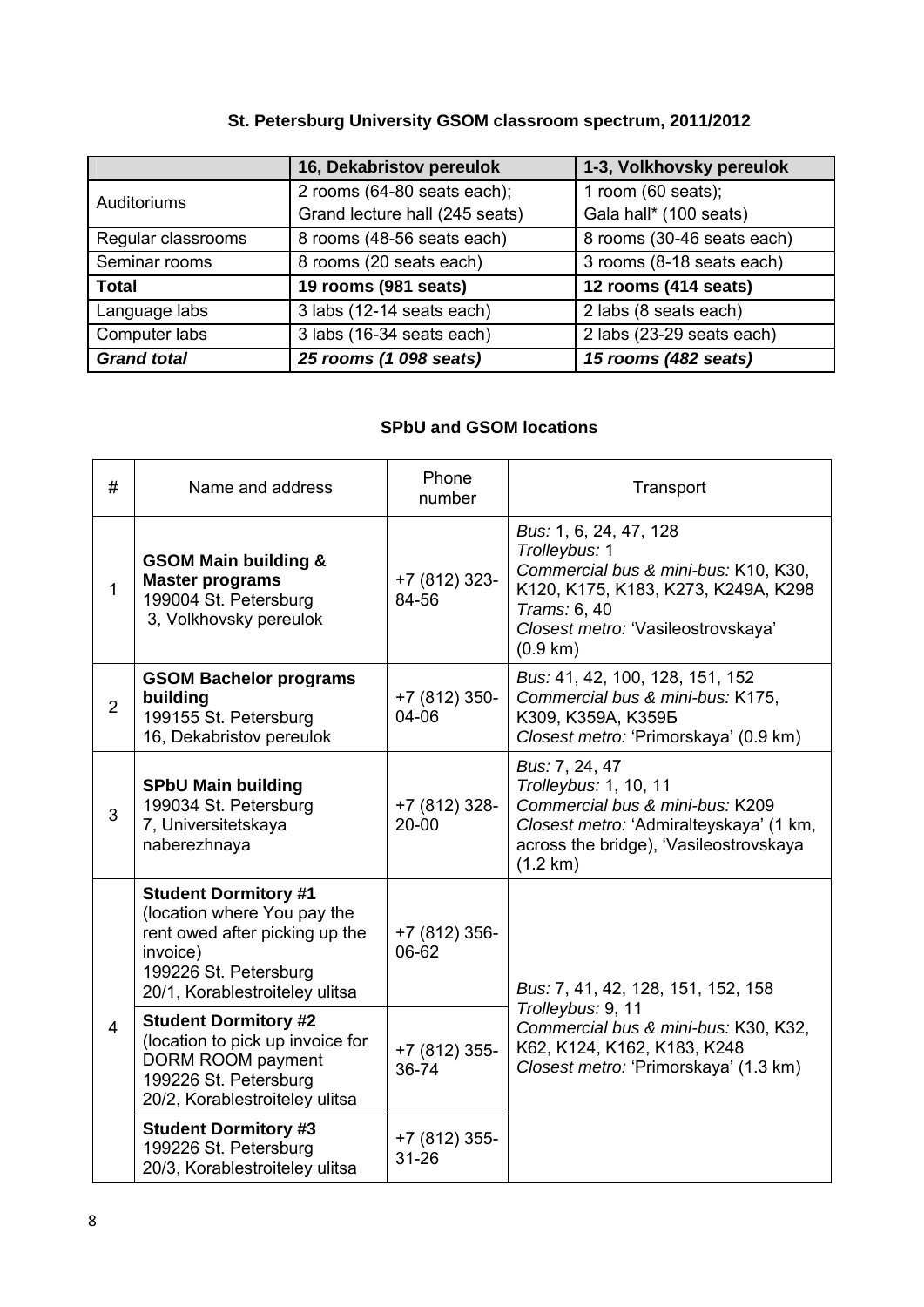**St. Petersburg University GSOM classroom spectrum, 2011/2012**

| | 16, Dekabristov pereulok | 1-3, Volkhovsky pereulok |
|---|---|---|
| Auditoriums | 2 rooms (64-80 seats each);<br>Grand lecture hall (245 seats) | 1 room (60 seats);<br>Gala hall* (100 seats) |
| Regular classrooms | 8 rooms (48-56 seats each) | 8 rooms (30-46 seats each) |
| Seminar rooms | 8 rooms (20 seats each) | 3 rooms (8-18 seats each) |
| **Total** | **19 rooms (981 seats)** | **12 rooms (414 seats)** |
| Language labs | 3 labs (12-14 seats each) | 2 labs (8 seats each) |
| Computer labs | 3 labs (16-34 seats each) | 2 labs (23-29 seats each) |
| ***Grand total*** | ***25 rooms (1 098 seats)*** | ***15 rooms (482 seats)*** |

**SPbU and GSOM locations**

| # | Name and address | Phone number | Transport |
|---|---|---|---|
| 1 | **GSOM Main building & Master programs**<br>199004 St. Petersburg<br>3, Volkhovsky pereulok | +7 (812) 323-84-56 | *Bus:* 1, 6, 24, 47, 128<br>*Trolleybus:* 1<br>*Commercial bus & mini-bus:* K10, K30, K120, K175, K183, K273, K249A, K298<br>*Trams:* 6, 40<br>*Closest metro:* 'Vasileostrovskaya' (0.9 km) |
| 2 | **GSOM Bachelor programs building**<br>199155 St. Petersburg<br>16, Dekabristov pereulok | +7 (812) 350-04-06 | *Bus:* 41, 42, 100, 128, 151, 152<br>*Commercial bus & mini-bus:* K175, K309, K359A, K359Б<br>*Closest metro:* 'Primorskaya' (0.9 km) |
| 3 | **SPbU Main building**<br>199034 St. Petersburg<br>7, Universitetskaya naberezhnaya | +7 (812) 328-20-00 | *Bus:* 7, 24, 47<br>*Trolleybus:* 1, 10, 11<br>*Commercial bus & mini-bus:* K209<br>*Closest metro:* 'Admiralteyskaya' (1 km, across the bridge), 'Vasileostrovskaya (1.2 km) |
| 4 | **Student Dormitory #1**<br>(location where You pay the rent owed after picking up the invoice)<br>199226 St. Petersburg<br>20/1, Korablestroiteley ulitsa | +7 (812) 356-06-62 | *Bus:* 7, 41, 42, 128, 151, 152, 158<br>*Trolleybus:* 9, 11<br>*Commercial bus & mini-bus:* K30, K32, K62, K124, K162, K183, K248<br>*Closest metro:* 'Primorskaya' (1.3 km) |
| | **Student Dormitory #2**<br>(location to pick up invoice for DORM ROOM payment<br>199226 St. Petersburg<br>20/2, Korablestroiteley ulitsa | +7 (812) 355-36-74 | |
| | **Student Dormitory #3**<br>199226 St. Petersburg<br>20/3, Korablestroiteley ulitsa | +7 (812) 355-31-26 | |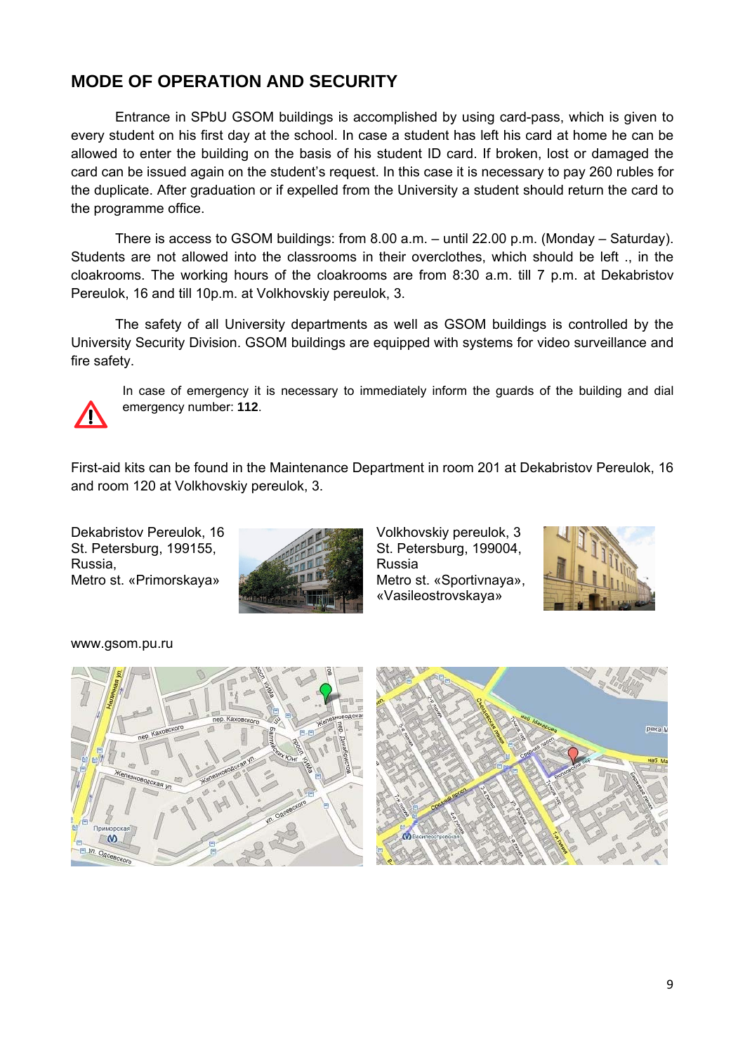## MODE OF OPERATION AND SECURITY

Entrance in SPbU GSOM buildings is accomplished by using card-pass, which is given to every student on his first day at the school. In case a student has left his card at home he can be allowed to enter the building on the basis of his student ID card. If broken, lost or damaged the card can be issued again on the student's request. In this case it is necessary to pay 260 rubles for the duplicate. After graduation or if expelled from the University a student should return the card to the programme office.

There is access to GSOM buildings: from 8.00 a.m. – until 22.00 p.m. (Monday – Saturday). Students are not allowed into the classrooms in their overclothes, which should be left ., in the cloakrooms. The working hours of the cloakrooms are from 8:30 a.m. till 7 p.m. at Dekabristov Pereulok, 16 and till 10p.m. at Volkhovskiy pereulok, 3.

The safety of all University departments as well as GSOM buildings is controlled by the University Security Division. GSOM buildings are equipped with systems for video surveillance and fire safety.

In case of emergency it is necessary to immediately inform the guards of the building and dial emergency number: **112**.

First-aid kits can be found in the Maintenance Department in room 201 at Dekabristov Pereulok, 16 and room 120 at Volkhovskiy pereulok, 3.

Dekabristov Pereulok, 16
St. Petersburg, 199155,
Russia,
Metro st. «Primorskaya»

Volkhovskiy pereulok, 3
St. Petersburg, 199004,
Russia
Metro st. «Sportivnaya», «Vasileostrovskaya»

www.gsom.pu.ru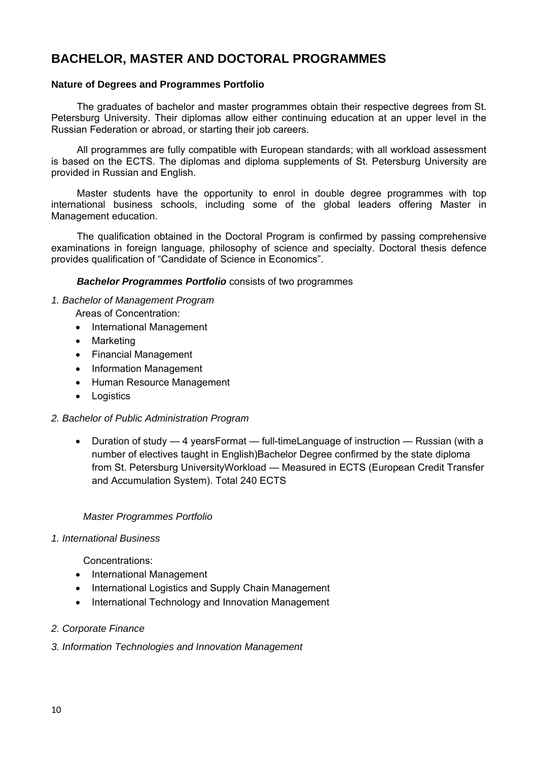# BACHELOR, MASTER AND DOCTORAL PROGRAMMES

**Nature of Degrees and Programmes Portfolio**

The graduates of bachelor and master programmes obtain their respective degrees from St. Petersburg University. Their diplomas allow either continuing education at an upper level in the Russian Federation or abroad, or starting their job careers.

All programmes are fully compatible with European standards; with all workload assessment is based on the ECTS. The diplomas and diploma supplements of St. Petersburg University are provided in Russian and English.

Master students have the opportunity to enrol in double degree programmes with top international business schools, including some of the global leaders offering Master in Management education.

The qualification obtained in the Doctoral Program is confirmed by passing comprehensive examinations in foreign language, philosophy of science and specialty. Doctoral thesis defence provides qualification of "Candidate of Science in Economics".

***Bachelor Programmes Portfolio*** consists of two programmes

*1. Bachelor of Management Program*

Areas of Concentration:

- International Management
- Marketing
- Financial Management
- Information Management
- Human Resource Management
- Logistics

*2. Bachelor of Public Administration Program*

- Duration of study — 4 yearsFormat — full-timeLanguage of instruction — Russian (with a number of electives taught in English)Bachelor Degree confirmed by the state diploma from St. Petersburg UniversityWorkload — Measured in ECTS (European Credit Transfer and Accumulation System). Total 240 ECTS

*Master Programmes Portfolio*

*1. International Business*

Concentrations:

- International Management
- International Logistics and Supply Chain Management
- International Technology and Innovation Management

*2. Corporate Finance*

*3. Information Technologies and Innovation Management*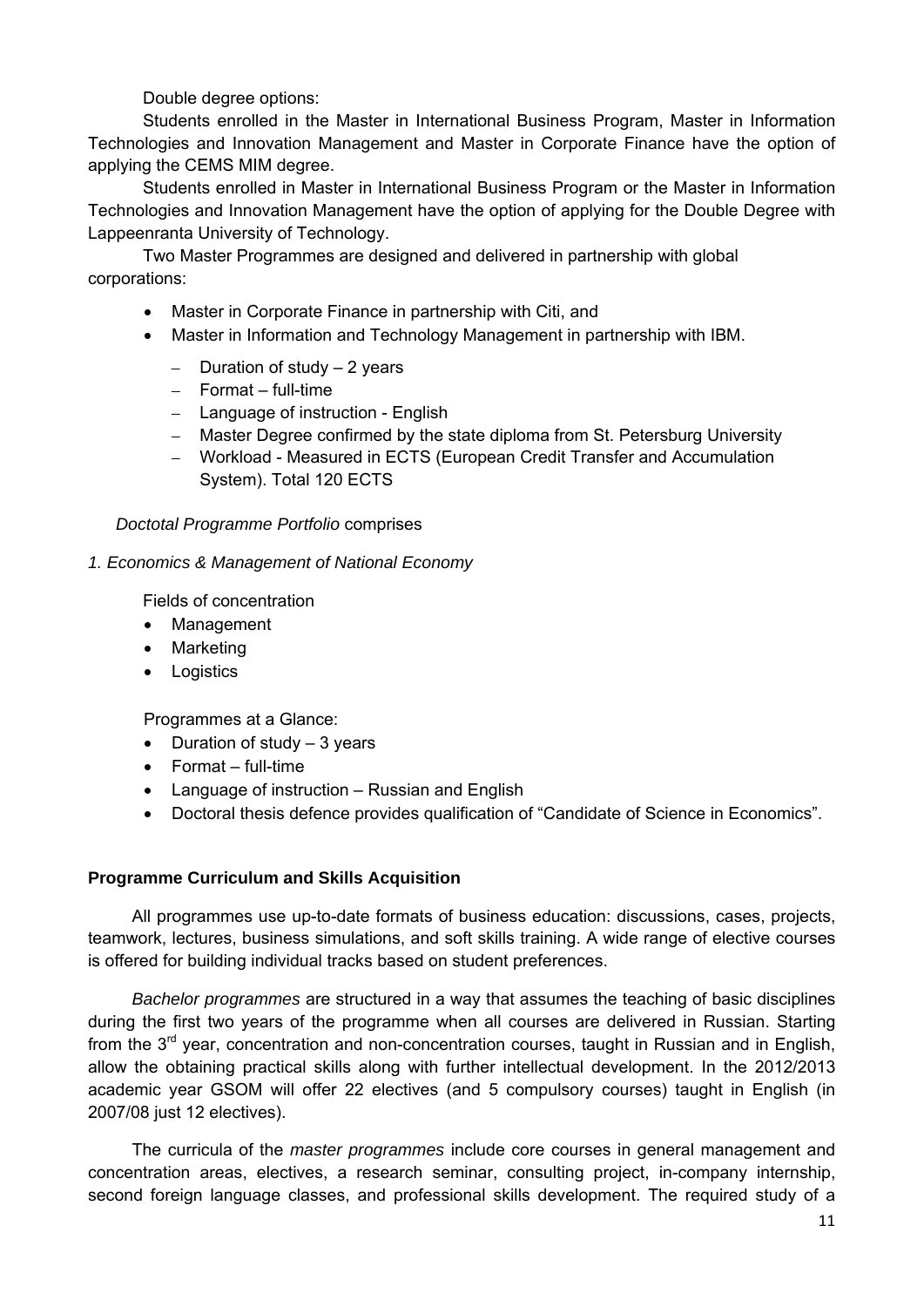Double degree options:

Students enrolled in the Master in International Business Program, Master in Information Technologies and Innovation Management and Master in Corporate Finance have the option of applying the CEMS MIM degree.

Students enrolled in Master in International Business Program or the Master in Information Technologies and Innovation Management have the option of applying for the Double Degree with Lappeenranta University of Technology.

Two Master Programmes are designed and delivered in partnership with global corporations:

- Master in Corporate Finance in partnership with Citi, and
- Master in Information and Technology Management in partnership with IBM.
  - Duration of study – 2 years
  - Format – full-time
  - Language of instruction - English
  - Master Degree confirmed by the state diploma from St. Petersburg University
  - Workload - Measured in ECTS (European Credit Transfer and Accumulation System). Total 120 ECTS

*Doctotal Programme Portfolio* comprises

*1. Economics & Management of National Economy*

Fields of concentration

- Management
- Marketing
- Logistics

Programmes at a Glance:

- Duration of study – 3 years
- Format – full-time
- Language of instruction – Russian and English
- Doctoral thesis defence provides qualification of "Candidate of Science in Economics".

**Programme Curriculum and Skills Acquisition**

All programmes use up-to-date formats of business education: discussions, cases, projects, teamwork, lectures, business simulations, and soft skills training. A wide range of elective courses is offered for building individual tracks based on student preferences.

*Bachelor programmes* are structured in a way that assumes the teaching of basic disciplines during the first two years of the programme when all courses are delivered in Russian. Starting from the 3rd year, concentration and non-concentration courses, taught in Russian and in English, allow the obtaining practical skills along with further intellectual development. In the 2012/2013 academic year GSOM will offer 22 electives (and 5 compulsory courses) taught in English (in 2007/08 just 12 electives).

The curricula of the *master programmes* include core courses in general management and concentration areas, electives, a research seminar, consulting project, in-company internship, second foreign language classes, and professional skills development. The required study of a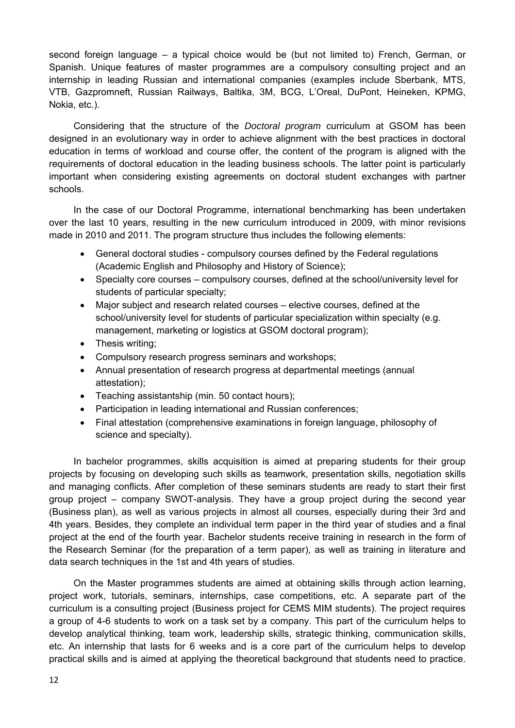second foreign language – a typical choice would be (but not limited to) French, German, or Spanish. Unique features of master programmes are a compulsory consulting project and an internship in leading Russian and international companies (examples include Sberbank, MTS, VTB, Gazpromneft, Russian Railways, Baltika, 3M, BCG, L'Oreal, DuPont, Heineken, KPMG, Nokia, etc.).

Considering that the structure of the *Doctoral program* curriculum at GSOM has been designed in an evolutionary way in order to achieve alignment with the best practices in doctoral education in terms of workload and course offer, the content of the program is aligned with the requirements of doctoral education in the leading business schools. The latter point is particularly important when considering existing agreements on doctoral student exchanges with partner schools.

In the case of our Doctoral Programme, international benchmarking has been undertaken over the last 10 years, resulting in the new curriculum introduced in 2009, with minor revisions made in 2010 and 2011. The program structure thus includes the following elements:

- General doctoral studies - compulsory courses defined by the Federal regulations (Academic English and Philosophy and History of Science);
- Specialty core courses – compulsory courses, defined at the school/university level for students of particular specialty;
- Major subject and research related courses – elective courses, defined at the school/university level for students of particular specialization within specialty (e.g. management, marketing or logistics at GSOM doctoral program);
- Thesis writing;
- Compulsory research progress seminars and workshops;
- Annual presentation of research progress at departmental meetings (annual attestation);
- Teaching assistantship (min. 50 contact hours);
- Participation in leading international and Russian conferences;
- Final attestation (comprehensive examinations in foreign language, philosophy of science and specialty).

In bachelor programmes, skills acquisition is aimed at preparing students for their group projects by focusing on developing such skills as teamwork, presentation skills, negotiation skills and managing conflicts. After completion of these seminars students are ready to start their first group project – company SWOT-analysis. They have a group project during the second year (Business plan), as well as various projects in almost all courses, especially during their 3rd and 4th years. Besides, they complete an individual term paper in the third year of studies and a final project at the end of the fourth year. Bachelor students receive training in research in the form of the Research Seminar (for the preparation of a term paper), as well as training in literature and data search techniques in the 1st and 4th years of studies.

On the Master programmes students are aimed at obtaining skills through action learning, project work, tutorials, seminars, internships, case competitions, etc. A separate part of the curriculum is a consulting project (Business project for CEMS MIM students). The project requires a group of 4-6 students to work on a task set by a company. This part of the curriculum helps to develop analytical thinking, team work, leadership skills, strategic thinking, communication skills, etc. An internship that lasts for 6 weeks and is a core part of the curriculum helps to develop practical skills and is aimed at applying the theoretical background that students need to practice.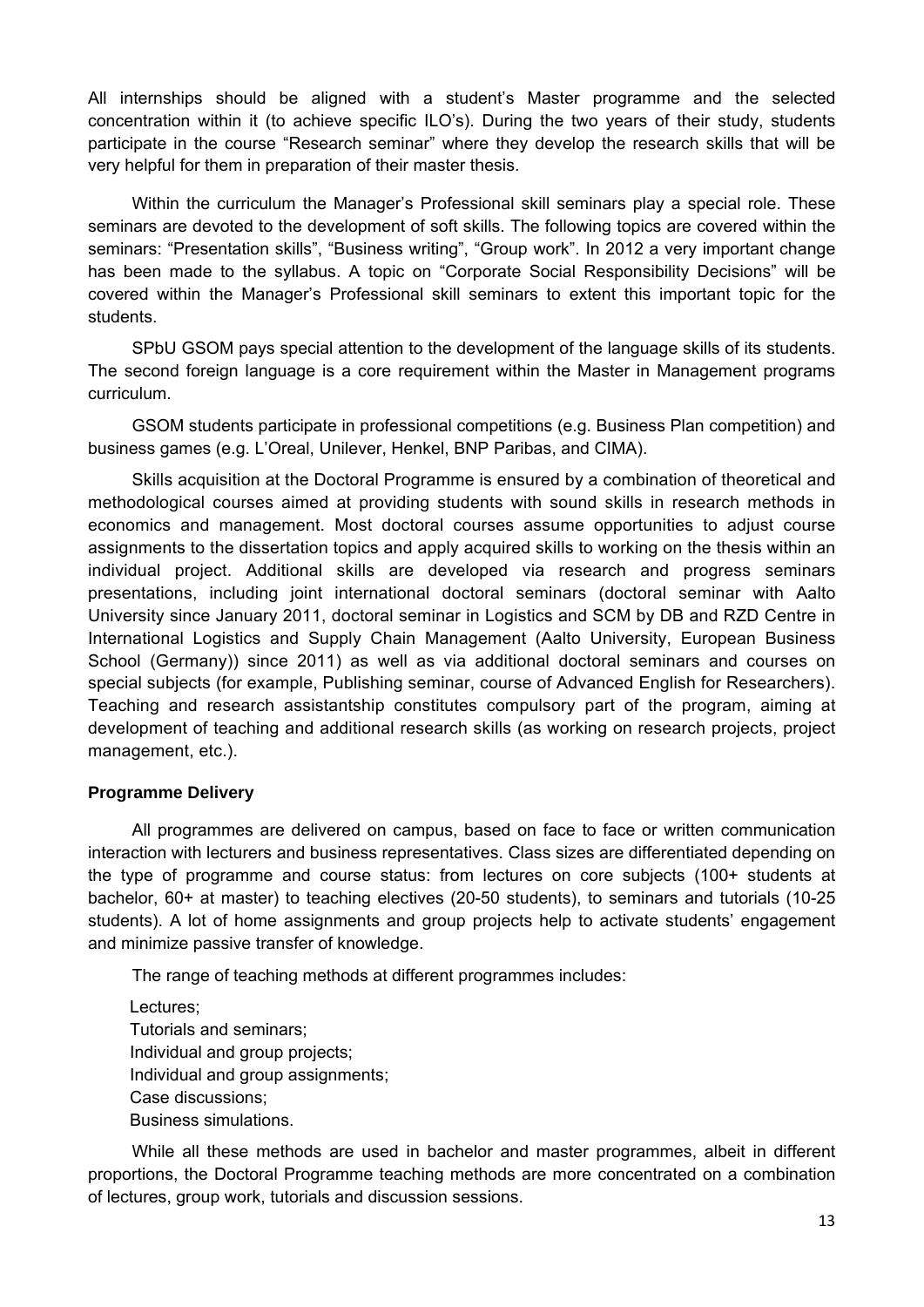All internships should be aligned with a student's Master programme and the selected concentration within it (to achieve specific ILO's). During the two years of their study, students participate in the course "Research seminar" where they develop the research skills that will be very helpful for them in preparation of their master thesis.

Within the curriculum the Manager's Professional skill seminars play a special role. These seminars are devoted to the development of soft skills. The following topics are covered within the seminars: "Presentation skills", "Business writing", "Group work". In 2012 a very important change has been made to the syllabus. A topic on "Corporate Social Responsibility Decisions" will be covered within the Manager's Professional skill seminars to extent this important topic for the students.

SPbU GSOM pays special attention to the development of the language skills of its students. The second foreign language is a core requirement within the Master in Management programs curriculum.

GSOM students participate in professional competitions (e.g. Business Plan competition) and business games (e.g. L'Oreal, Unilever, Henkel, BNP Paribas, and CIMA).

Skills acquisition at the Doctoral Programme is ensured by a combination of theoretical and methodological courses aimed at providing students with sound skills in research methods in economics and management. Most doctoral courses assume opportunities to adjust course assignments to the dissertation topics and apply acquired skills to working on the thesis within an individual project. Additional skills are developed via research and progress seminars presentations, including joint international doctoral seminars (doctoral seminar with Aalto University since January 2011, doctoral seminar in Logistics and SCM by DB and RZD Centre in International Logistics and Supply Chain Management (Aalto University, European Business School (Germany)) since 2011) as well as via additional doctoral seminars and courses on special subjects (for example, Publishing seminar, course of Advanced English for Researchers). Teaching and research assistantship constitutes compulsory part of the program, aiming at development of teaching and additional research skills (as working on research projects, project management, etc.).

**Programme Delivery**

All programmes are delivered on campus, based on face to face or written communication interaction with lecturers and business representatives. Class sizes are differentiated depending on the type of programme and course status: from lectures on core subjects (100+ students at bachelor, 60+ at master) to teaching electives (20-50 students), to seminars and tutorials (10-25 students). A lot of home assignments and group projects help to activate students' engagement and minimize passive transfer of knowledge.

The range of teaching methods at different programmes includes:

- Lectures;
- Tutorials and seminars;
- Individual and group projects;
- Individual and group assignments;
- Case discussions;
- Business simulations.

While all these methods are used in bachelor and master programmes, albeit in different proportions, the Doctoral Programme teaching methods are more concentrated on a combination of lectures, group work, tutorials and discussion sessions.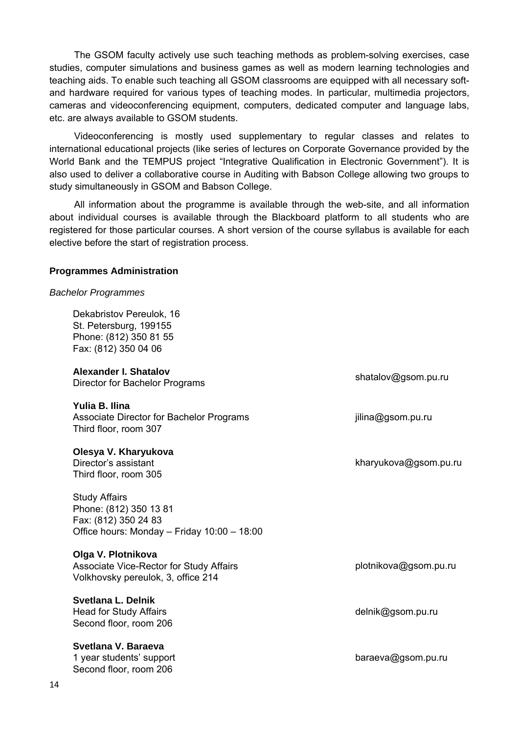The GSOM faculty actively use such teaching methods as problem-solving exercises, case studies, computer simulations and business games as well as modern learning technologies and teaching aids. To enable such teaching all GSOM classrooms are equipped with all necessary soft- and hardware required for various types of teaching modes. In particular, multimedia projectors, cameras and videoconferencing equipment, computers, dedicated computer and language labs, etc. are always available to GSOM students.

Videoconferencing is mostly used supplementary to regular classes and relates to international educational projects (like series of lectures on Corporate Governance provided by the World Bank and the TEMPUS project "Integrative Qualification in Electronic Government"). It is also used to deliver a collaborative course in Auditing with Babson College allowing two groups to study simultaneously in GSOM and Babson College.

All information about the programme is available through the web-site, and all information about individual courses is available through the Blackboard platform to all students who are registered for those particular courses. A short version of the course syllabus is available for each elective before the start of registration process.

## Programmes Administration

*Bachelor Programmes*

Dekabristov Pereulok, 16
St. Petersburg, 199155
Phone: (812) 350 81 55
Fax: (812) 350 04 06

**Alexander I. Shatalov**
Director for Bachelor Programs — shatalov@gsom.pu.ru

**Yulia B. Ilina**
Associate Director for Bachelor Programs — jilina@gsom.pu.ru
Third floor, room 307

**Olesya V. Kharyukova**
Director's assistant — kharyukova@gsom.pu.ru
Third floor, room 305

Study Affairs
Phone: (812) 350 13 81
Fax: (812) 350 24 83
Office hours: Monday – Friday 10:00 – 18:00

**Olga V. Plotnikova**
Associate Vice-Rector for Study Affairs — plotnikova@gsom.pu.ru
Volkhovsky pereulok, 3, office 214

**Svetlana L. Delnik**
Head for Study Affairs — delnik@gsom.pu.ru
Second floor, room 206

**Svetlana V. Baraeva**
1 year students' support — baraeva@gsom.pu.ru
Second floor, room 206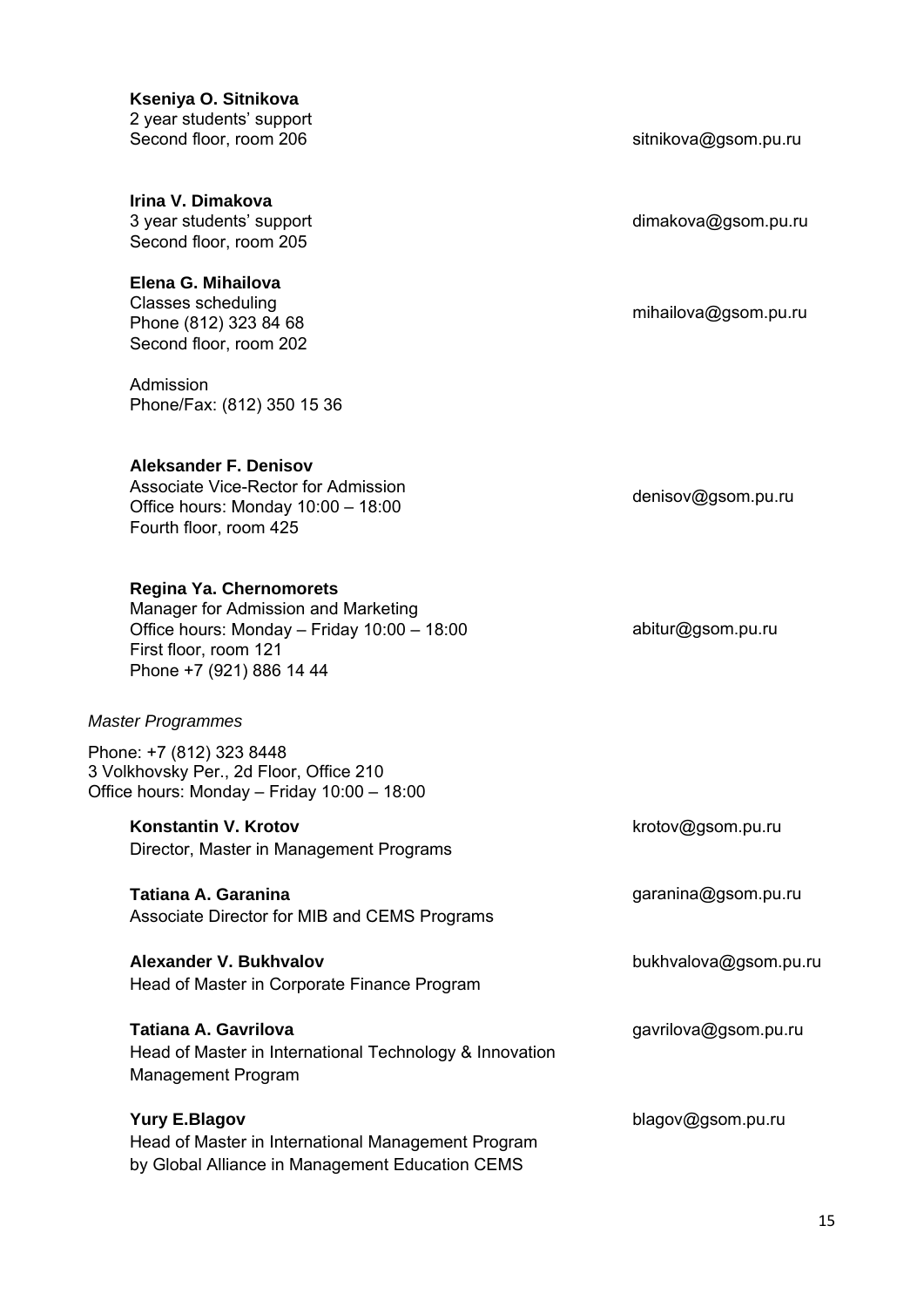**Kseniya O. Sitnikova**
2 year students' support
Second floor, room 206
sitnikova@gsom.pu.ru

**Irina V. Dimakova**
3 year students' support
Second floor, room 205
dimakova@gsom.pu.ru

**Elena G. Mihailova**
Classes scheduling
Phone (812) 323 84 68
Second floor, room 202
mihailova@gsom.pu.ru

Admission
Phone/Fax: (812) 350 15 36

**Aleksander F. Denisov**
Associate Vice-Rector for Admission
Office hours: Monday 10:00 – 18:00
Fourth floor, room 425
denisov@gsom.pu.ru

**Regina Ya. Chernomorets**
Manager for Admission and Marketing
Office hours: Monday – Friday 10:00 – 18:00
First floor, room 121
Phone +7 (921) 886 14 44
abitur@gsom.pu.ru

*Master Programmes*

Phone: +7 (812) 323 8448
3 Volkhovsky Per., 2d Floor, Office 210
Office hours: Monday – Friday 10:00 – 18:00

**Konstantin V. Krotov**
Director, Master in Management Programs
krotov@gsom.pu.ru

**Tatiana A. Garanina**
Associate Director for MIB and CEMS Programs
garanina@gsom.pu.ru

**Alexander V. Bukhvalov**
Head of Master in Corporate Finance Program
bukhvalova@gsom.pu.ru

**Tatiana A. Gavrilova**
Head of Master in International Technology & Innovation Management Program
gavrilova@gsom.pu.ru

**Yury E.Blagov**
Head of Master in International Management Program by Global Alliance in Management Education CEMS
blagov@gsom.pu.ru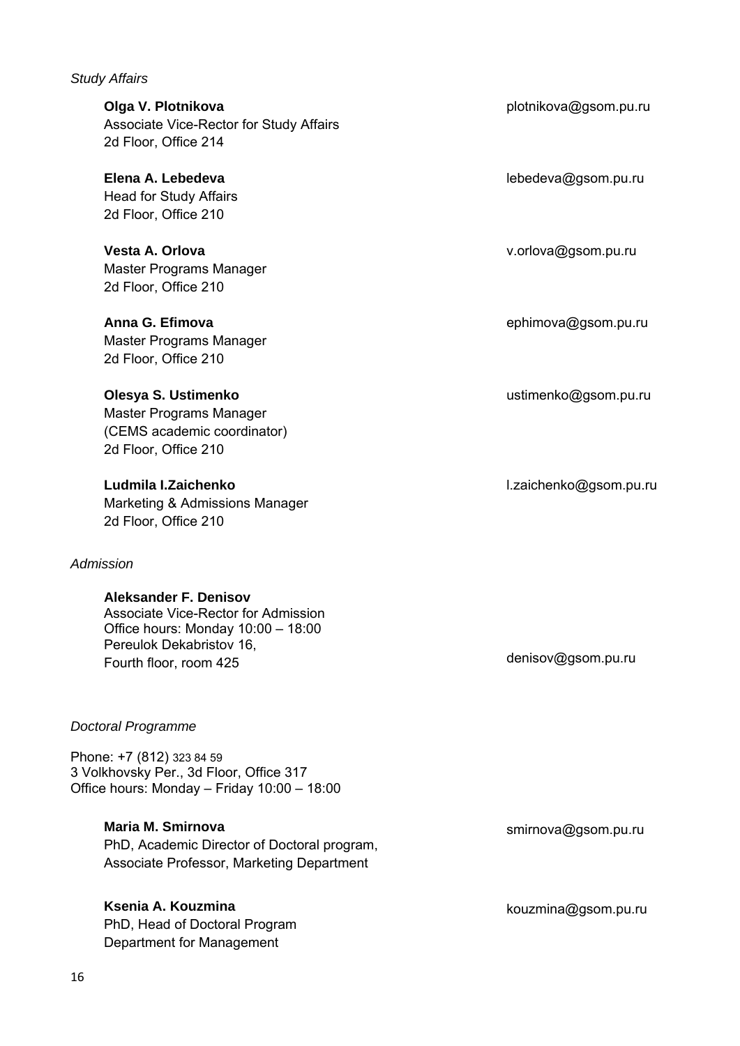*Study Affairs*

**Olga V. Plotnikova**
Associate Vice-Rector for Study Affairs
2d Floor, Office 214
plotnikova@gsom.pu.ru

**Elena A. Lebedeva**
Head for Study Affairs
2d Floor, Office 210
lebedeva@gsom.pu.ru

**Vesta A. Orlova**
Master Programs Manager
2d Floor, Office 210
v.orlova@gsom.pu.ru

**Anna G. Efimova**
Master Programs Manager
2d Floor, Office 210
ephimova@gsom.pu.ru

**Olesya S. Ustimenko**
Master Programs Manager
(CEMS academic coordinator)
2d Floor, Office 210
ustimenko@gsom.pu.ru

**Ludmila I.Zaichenko**
Marketing & Admissions Manager
2d Floor, Office 210
l.zaichenko@gsom.pu.ru

*Admission*

**Aleksander F. Denisov**
Associate Vice-Rector for Admission
Office hours: Monday 10:00 – 18:00
Pereulok Dekabristov 16,
Fourth floor, room 425
denisov@gsom.pu.ru

*Doctoral Programme*

Phone: +7 (812) 323 84 59
3 Volkhovsky Per., 3d Floor, Office 317
Office hours: Monday – Friday 10:00 – 18:00

**Maria M. Smirnova**
PhD, Academic Director of Doctoral program,
Associate Professor, Marketing Department
smirnova@gsom.pu.ru

**Ksenia A. Kouzmina**
PhD, Head of Doctoral Program
Department for Management
kouzmina@gsom.pu.ru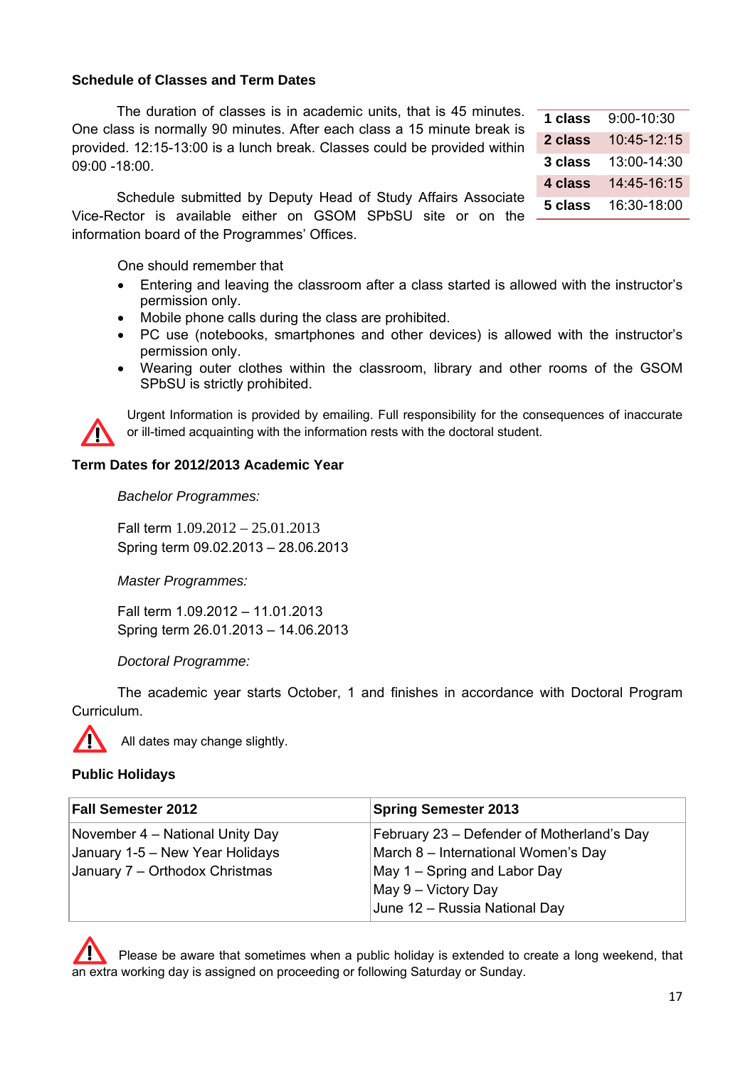### Schedule of Classes and Term Dates

| | |
|---|---|
| **1 class** | 9:00-10:30 |
| **2 class** | 10:45-12:15 |
| **3 class** | 13:00-14:30 |
| **4 class** | 14:45-16:15 |
| **5 class** | 16:30-18:00 |

The duration of classes is in academic units, that is 45 minutes. One class is normally 90 minutes. After each class a 15 minute break is provided. 12:15-13:00 is a lunch break. Classes could be provided within 09:00 -18:00.

Schedule submitted by Deputy Head of Study Affairs Associate Vice-Rector is available either on GSOM SPbSU site or on the information board of the Programmes' Offices.

One should remember that

- Entering and leaving the classroom after a class started is allowed with the instructor's permission only.
- Mobile phone calls during the class are prohibited.
- PC use (notebooks, smartphones and other devices) is allowed with the instructor's permission only.
- Wearing outer clothes within the classroom, library and other rooms of the GSOM SPbSU is strictly prohibited.

⚠ Urgent Information is provided by emailing. Full responsibility for the consequences of inaccurate or ill-timed acquainting with the information rests with the doctoral student.

### Term Dates for 2012/2013 Academic Year

*Bachelor Programmes:*

Fall term 1.09.2012 – 25.01.2013
Spring term 09.02.2013 – 28.06.2013

*Master Programmes:*

Fall term 1.09.2012 – 11.01.2013
Spring term 26.01.2013 – 14.06.2013

*Doctoral Programme:*

The academic year starts October, 1 and finishes in accordance with Doctoral Program Curriculum.

⚠ All dates may change slightly.

### Public Holidays

| **Fall Semester 2012** | **Spring Semester 2013** |
|---|---|
| November 4 – National Unity Day<br>January 1-5 – New Year Holidays<br>January 7 – Orthodox Christmas | February 23 – Defender of Motherland's Day<br>March 8 – International Women's Day<br>May 1 – Spring and Labor Day<br>May 9 – Victory Day<br>June 12 – Russia National Day |

⚠ Please be aware that sometimes when a public holiday is extended to create a long weekend, that an extra working day is assigned on proceeding or following Saturday or Sunday.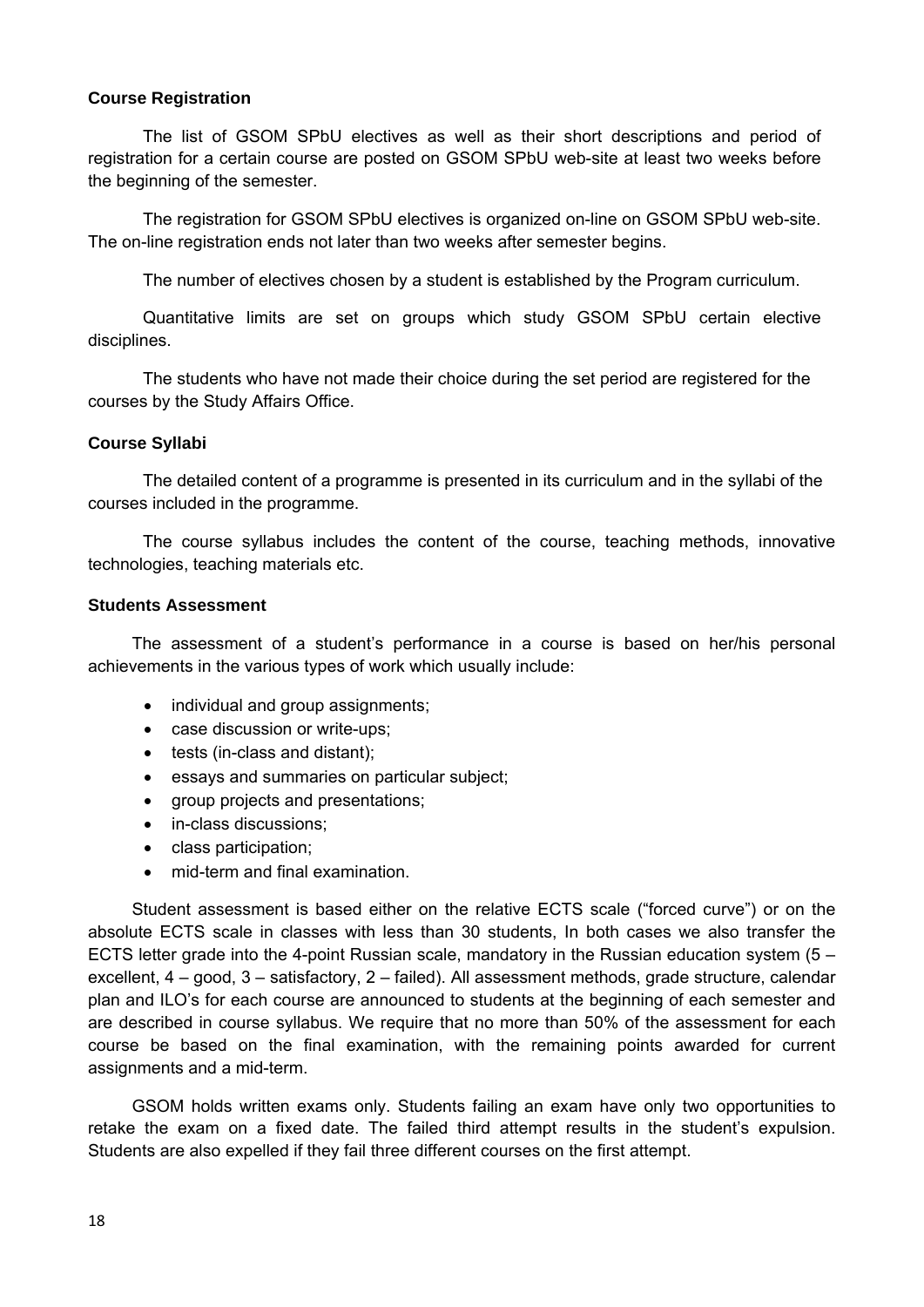**Course Registration**

The list of GSOM SPbU electives as well as their short descriptions and period of registration for a certain course are posted on GSOM SPbU web-site at least two weeks before the beginning of the semester.

The registration for GSOM SPbU electives is organized on-line on GSOM SPbU web-site. The on-line registration ends not later than two weeks after semester begins.

The number of electives chosen by a student is established by the Program curriculum.

Quantitative limits are set on groups which study GSOM SPbU certain elective disciplines.

The students who have not made their choice during the set period are registered for the courses by the Study Affairs Office.

**Course Syllabi**

The detailed content of a programme is presented in its curriculum and in the syllabi of the courses included in the programme.

The course syllabus includes the content of the course, teaching methods, innovative technologies, teaching materials etc.

**Students Assessment**

The assessment of a student's performance in a course is based on her/his personal achievements in the various types of work which usually include:

- individual and group assignments;
- case discussion or write-ups;
- tests (in-class and distant);
- essays and summaries on particular subject;
- group projects and presentations;
- in-class discussions;
- class participation;
- mid-term and final examination.

Student assessment is based either on the relative ECTS scale ("forced curve") or on the absolute ECTS scale in classes with less than 30 students, In both cases we also transfer the ECTS letter grade into the 4-point Russian scale, mandatory in the Russian education system (5 – excellent, 4 – good, 3 – satisfactory, 2 – failed). All assessment methods, grade structure, calendar plan and ILO's for each course are announced to students at the beginning of each semester and are described in course syllabus. We require that no more than 50% of the assessment for each course be based on the final examination, with the remaining points awarded for current assignments and a mid-term.

GSOM holds written exams only. Students failing an exam have only two opportunities to retake the exam on a fixed date. The failed third attempt results in the student's expulsion. Students are also expelled if they fail three different courses on the first attempt.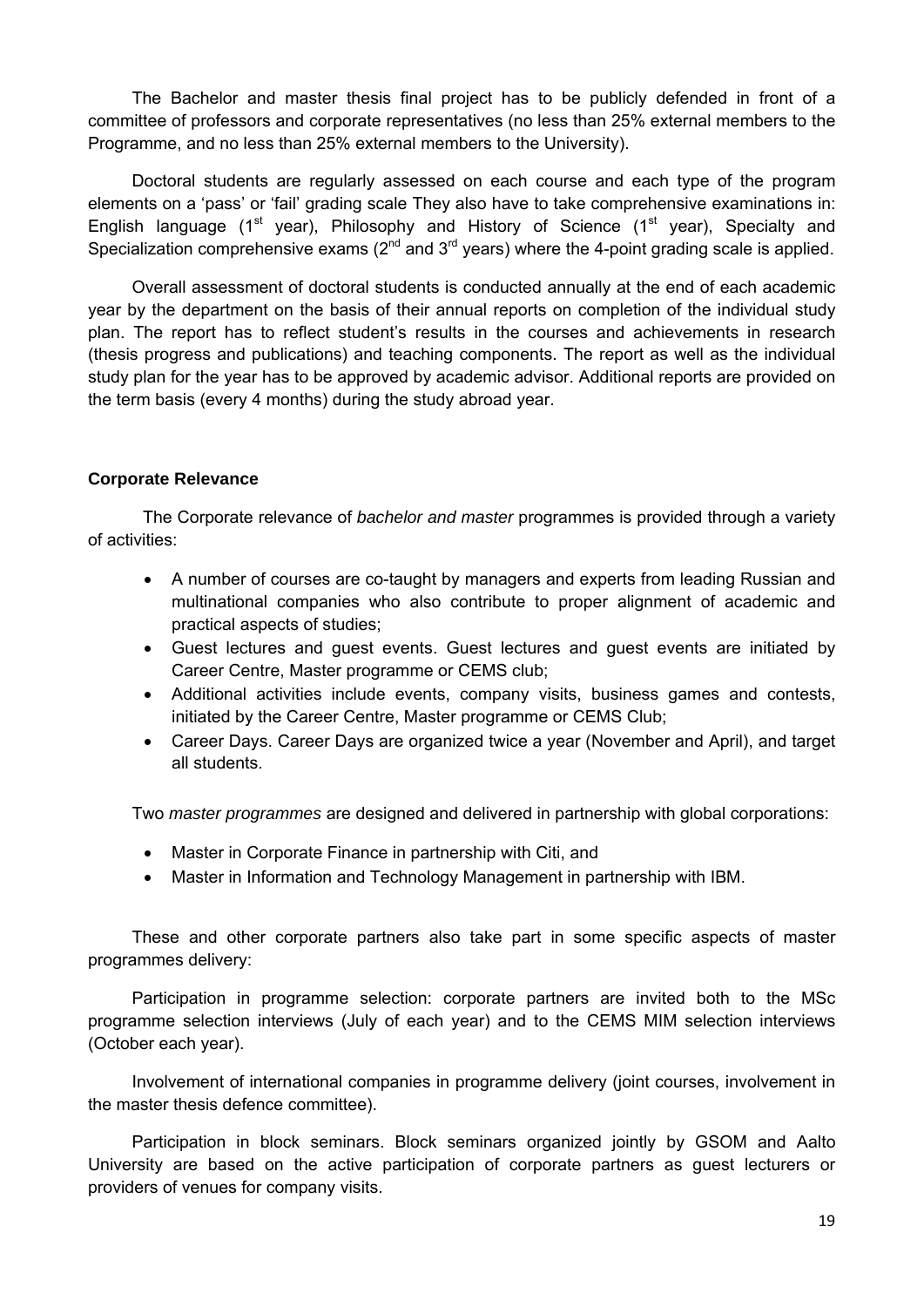The Bachelor and master thesis final project has to be publicly defended in front of a committee of professors and corporate representatives (no less than 25% external members to the Programme, and no less than 25% external members to the University).

Doctoral students are regularly assessed on each course and each type of the program elements on a 'pass' or 'fail' grading scale They also have to take comprehensive examinations in: English language (1st year), Philosophy and History of Science (1st year), Specialty and Specialization comprehensive exams (2nd and 3rd years) where the 4-point grading scale is applied.

Overall assessment of doctoral students is conducted annually at the end of each academic year by the department on the basis of their annual reports on completion of the individual study plan. The report has to reflect student's results in the courses and achievements in research (thesis progress and publications) and teaching components. The report as well as the individual study plan for the year has to be approved by academic advisor. Additional reports are provided on the term basis (every 4 months) during the study abroad year.

**Corporate Relevance**

The Corporate relevance of *bachelor and master* programmes is provided through a variety of activities:

- A number of courses are co-taught by managers and experts from leading Russian and multinational companies who also contribute to proper alignment of academic and practical aspects of studies;
- Guest lectures and guest events. Guest lectures and guest events are initiated by Career Centre, Master programme or CEMS club;
- Additional activities include events, company visits, business games and contests, initiated by the Career Centre, Master programme or CEMS Club;
- Career Days. Career Days are organized twice a year (November and April), and target all students.

Two *master programmes* are designed and delivered in partnership with global corporations:

- Master in Corporate Finance in partnership with Citi, and
- Master in Information and Technology Management in partnership with IBM.

These and other corporate partners also take part in some specific aspects of master programmes delivery:

Participation in programme selection: corporate partners are invited both to the MSc programme selection interviews (July of each year) and to the CEMS MIM selection interviews (October each year).

Involvement of international companies in programme delivery (joint courses, involvement in the master thesis defence committee).

Participation in block seminars. Block seminars organized jointly by GSOM and Aalto University are based on the active participation of corporate partners as guest lecturers or providers of venues for company visits.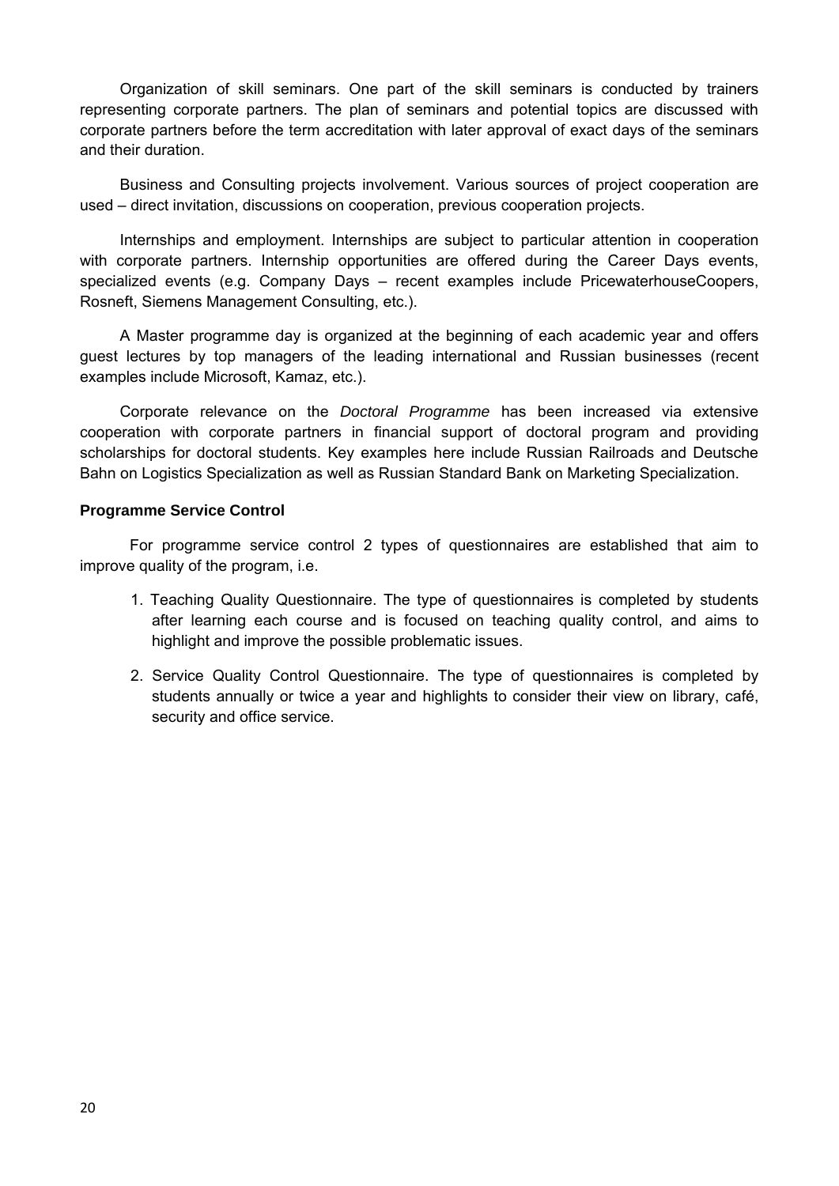Organization of skill seminars. One part of the skill seminars is conducted by trainers representing corporate partners. The plan of seminars and potential topics are discussed with corporate partners before the term accreditation with later approval of exact days of the seminars and their duration.

Business and Consulting projects involvement. Various sources of project cooperation are used – direct invitation, discussions on cooperation, previous cooperation projects.

Internships and employment. Internships are subject to particular attention in cooperation with corporate partners. Internship opportunities are offered during the Career Days events, specialized events (e.g. Company Days – recent examples include PricewaterhouseCoopers, Rosneft, Siemens Management Consulting, etc.).

A Master programme day is organized at the beginning of each academic year and offers guest lectures by top managers of the leading international and Russian businesses (recent examples include Microsoft, Kamaz, etc.).

Corporate relevance on the *Doctoral Programme* has been increased via extensive cooperation with corporate partners in financial support of doctoral program and providing scholarships for doctoral students. Key examples here include Russian Railroads and Deutsche Bahn on Logistics Specialization as well as Russian Standard Bank on Marketing Specialization.

**Programme Service Control**

For programme service control 2 types of questionnaires are established that aim to improve quality of the program, i.e.

1. Teaching Quality Questionnaire. The type of questionnaires is completed by students after learning each course and is focused on teaching quality control, and aims to highlight and improve the possible problematic issues.
2. Service Quality Control Questionnaire. The type of questionnaires is completed by students annually or twice a year and highlights to consider their view on library, café, security and office service.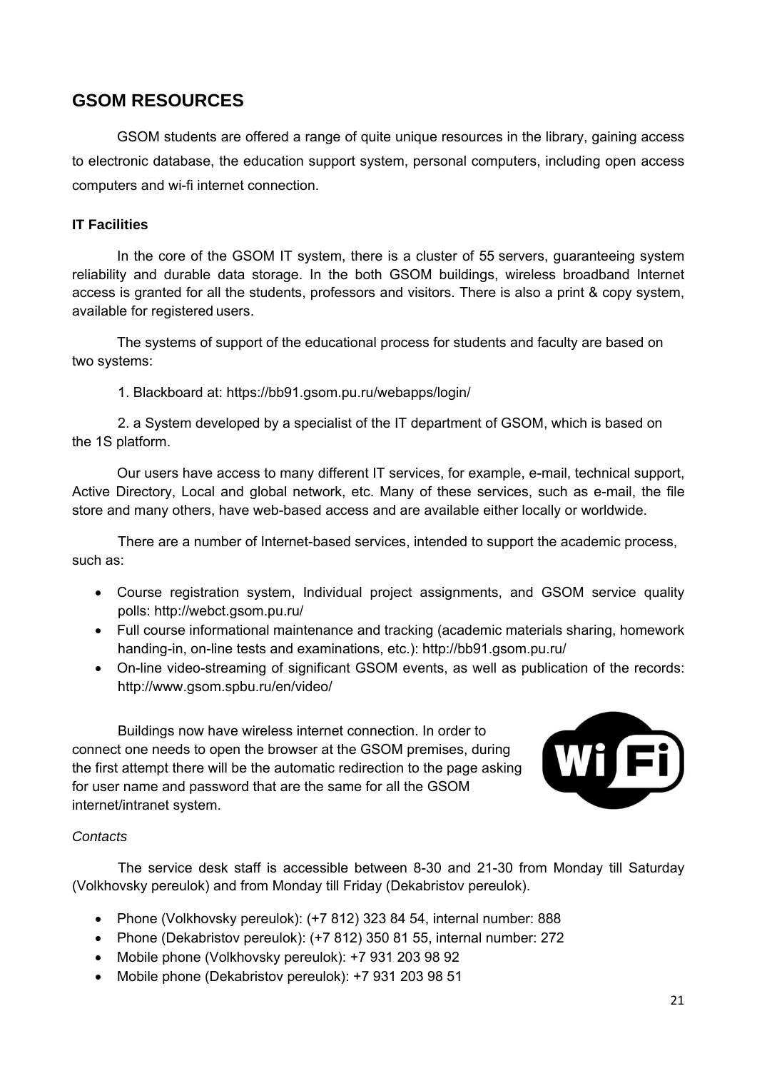## GSOM RESOURCES

GSOM students are offered a range of quite unique resources in the library, gaining access to electronic database, the education support system, personal computers, including open access computers and wi-fi internet connection.

### IT Facilities

In the core of the GSOM IT system, there is a cluster of 55 servers, guaranteeing system reliability and durable data storage. In the both GSOM buildings, wireless broadband Internet access is granted for all the students, professors and visitors. There is also a print & copy system, available for registered users.

The systems of support of the educational process for students and faculty are based on two systems:

1. Blackboard at: https://bb91.gsom.pu.ru/webapps/login/

2. a System developed by a specialist of the IT department of GSOM, which is based on the 1S platform.

Our users have access to many different IT services, for example, e-mail, technical support, Active Directory, Local and global network, etc. Many of these services, such as e-mail, the file store and many others, have web-based access and are available either locally or worldwide.

There are a number of Internet-based services, intended to support the academic process, such as:

- Course registration system, Individual project assignments, and GSOM service quality polls: http://webct.gsom.pu.ru/
- Full course informational maintenance and tracking (academic materials sharing, homework handing-in, on-line tests and examinations, etc.): http://bb91.gsom.pu.ru/
- On-line video-streaming of significant GSOM events, as well as publication of the records: http://www.gsom.spbu.ru/en/video/

Buildings now have wireless internet connection. In order to connect one needs to open the browser at the GSOM premises, during the first attempt there will be the automatic redirection to the page asking for user name and password that are the same for all the GSOM internet/intranet system.

*Contacts*

The service desk staff is accessible between 8-30 and 21-30 from Monday till Saturday (Volkhovsky pereulok) and from Monday till Friday (Dekabristov pereulok).

- Phone (Volkhovsky pereulok): (+7 812) 323 84 54, internal number: 888
- Phone (Dekabristov pereulok): (+7 812) 350 81 55, internal number: 272
- Mobile phone (Volkhovsky pereulok): +7 931 203 98 92
- Mobile phone (Dekabristov pereulok): +7 931 203 98 51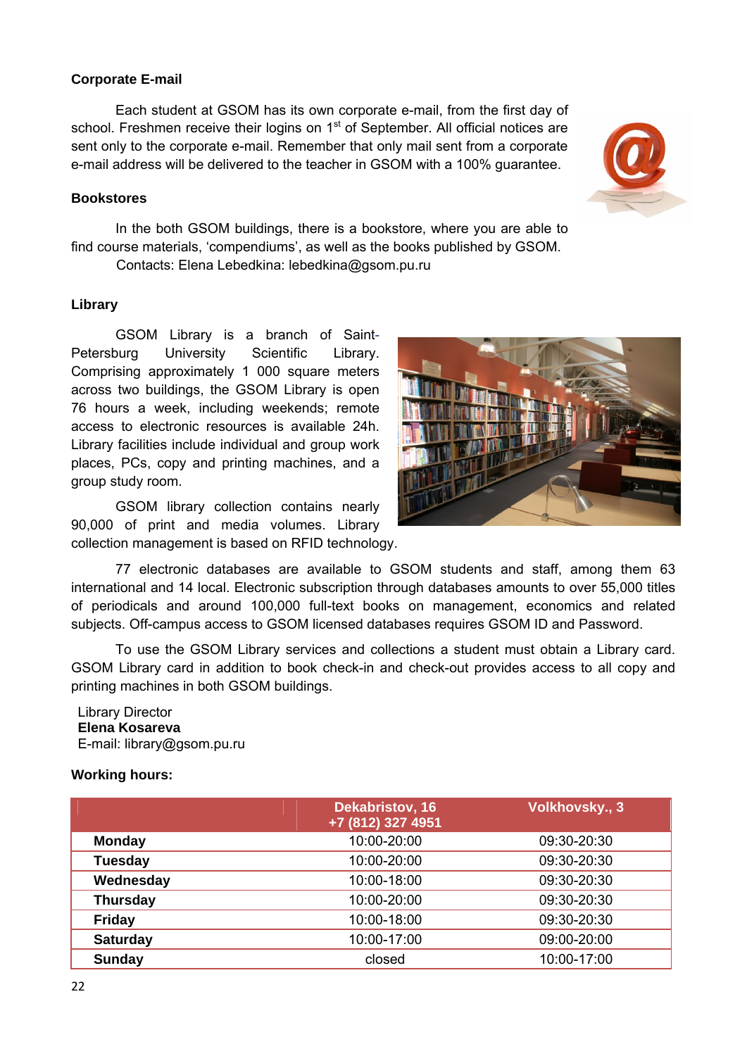### Corporate E-mail

Each student at GSOM has its own corporate e-mail, from the first day of school. Freshmen receive their logins on 1st of September. All official notices are sent only to the corporate e-mail. Remember that only mail sent from a corporate e-mail address will be delivered to the teacher in GSOM with a 100% guarantee.

### Bookstores

In the both GSOM buildings, there is a bookstore, where you are able to find course materials, 'compendiums', as well as the books published by GSOM.

Contacts: Elena Lebedkina: lebedkina@gsom.pu.ru

### Library

GSOM Library is a branch of Saint-Petersburg University Scientific Library. Comprising approximately 1 000 square meters across two buildings, the GSOM Library is open 76 hours a week, including weekends; remote access to electronic resources is available 24h. Library facilities include individual and group work places, PCs, copy and printing machines, and a group study room.

GSOM library collection contains nearly 90,000 of print and media volumes. Library collection management is based on RFID technology.

77 electronic databases are available to GSOM students and staff, among them 63 international and 14 local. Electronic subscription through databases amounts to over 55,000 titles of periodicals and around 100,000 full-text books on management, economics and related subjects. Off-campus access to GSOM licensed databases requires GSOM ID and Password.

To use the GSOM Library services and collections a student must obtain a Library card. GSOM Library card in addition to book check-in and check-out provides access to all copy and printing machines in both GSOM buildings.

Library Director
**Elena Kosareva**
E-mail: library@gsom.pu.ru

**Working hours:**

| | Dekabristov, 16 +7 (812) 327 4951 | Volkhovsky., 3 |
|---|---|---|
| **Monday** | 10:00-20:00 | 09:30-20:30 |
| **Tuesday** | 10:00-20:00 | 09:30-20:30 |
| **Wednesday** | 10:00-18:00 | 09:30-20:30 |
| **Thursday** | 10:00-20:00 | 09:30-20:30 |
| **Friday** | 10:00-18:00 | 09:30-20:30 |
| **Saturday** | 10:00-17:00 | 09:00-20:00 |
| **Sunday** | closed | 10:00-17:00 |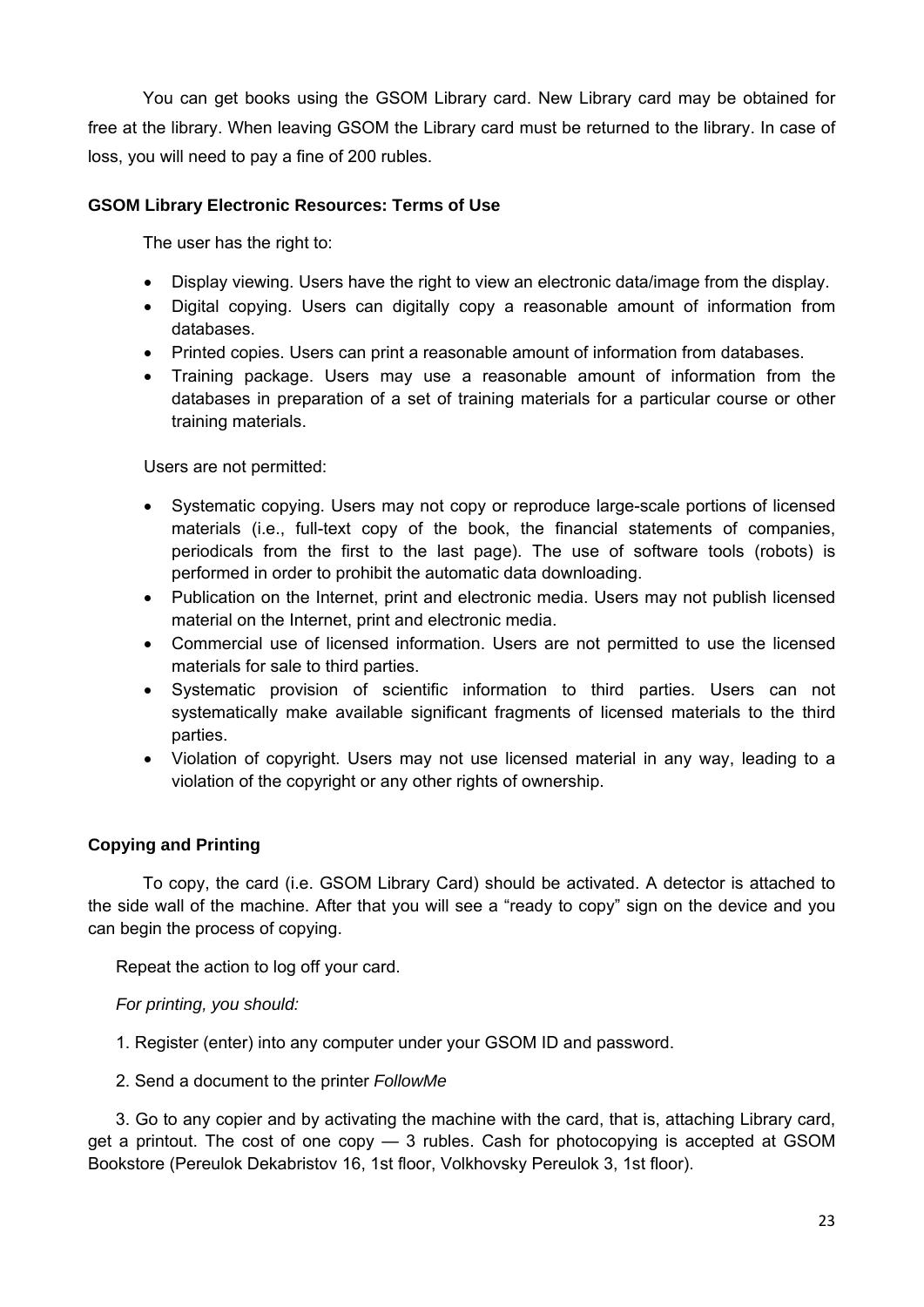You can get books using the GSOM Library card. New Library card may be obtained for free at the library. When leaving GSOM the Library card must be returned to the library. In case of loss, you will need to pay a fine of 200 rubles.

**GSOM Library Electronic Resources: Terms of Use**

The user has the right to:

- Display viewing. Users have the right to view an electronic data/image from the display.
- Digital copying. Users can digitally copy a reasonable amount of information from databases.
- Printed copies. Users can print a reasonable amount of information from databases.
- Training package. Users may use a reasonable amount of information from the databases in preparation of a set of training materials for a particular course or other training materials.

Users are not permitted:

- Systematic copying. Users may not copy or reproduce large-scale portions of licensed materials (i.e., full-text copy of the book, the financial statements of companies, periodicals from the first to the last page). The use of software tools (robots) is performed in order to prohibit the automatic data downloading.
- Publication on the Internet, print and electronic media. Users may not publish licensed material on the Internet, print and electronic media.
- Commercial use of licensed information. Users are not permitted to use the licensed materials for sale to third parties.
- Systematic provision of scientific information to third parties. Users can not systematically make available significant fragments of licensed materials to the third parties.
- Violation of copyright. Users may not use licensed material in any way, leading to a violation of the copyright or any other rights of ownership.

**Copying and Printing**

To copy, the card (i.e. GSOM Library Card) should be activated. A detector is attached to the side wall of the machine. After that you will see a "ready to copy" sign on the device and you can begin the process of copying.

Repeat the action to log off your card.

*For printing, you should:*

1. Register (enter) into any computer under your GSOM ID and password.

2. Send a document to the printer *FollowMe*

3. Go to any copier and by activating the machine with the card, that is, attaching Library card, get a printout. The cost of one copy — 3 rubles. Cash for photocopying is accepted at GSOM Bookstore (Pereulok Dekabristov 16, 1st floor, Volkhovsky Pereulok 3, 1st floor).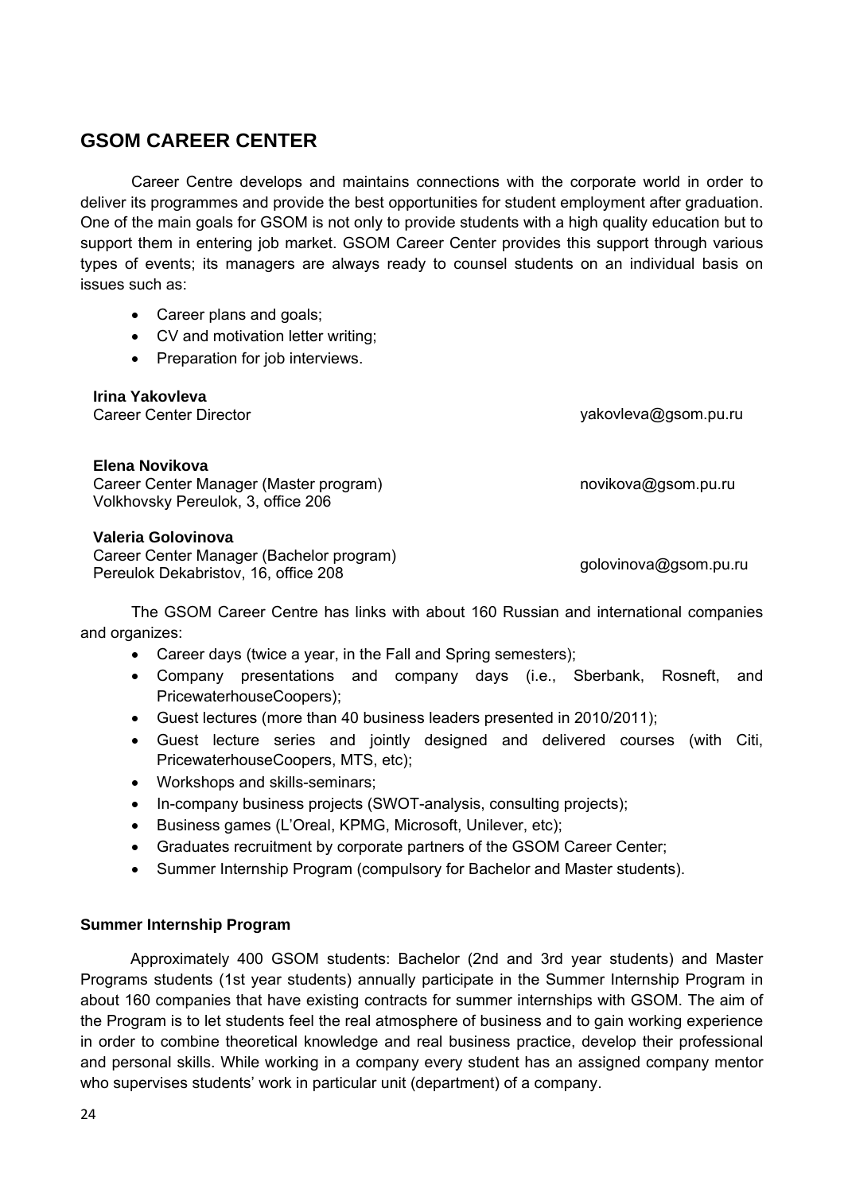## GSOM CAREER CENTER

Career Centre develops and maintains connections with the corporate world in order to deliver its programmes and provide the best opportunities for student employment after graduation. One of the main goals for GSOM is not only to provide students with a high quality education but to support them in entering job market. GSOM Career Center provides this support through various types of events; its managers are always ready to counsel students on an individual basis on issues such as:

- Career plans and goals;
- CV and motivation letter writing;
- Preparation for job interviews.

**Irina Yakovleva**
Career Center Director — yakovleva@gsom.pu.ru

**Elena Novikova**
Career Center Manager (Master program) — novikova@gsom.pu.ru
Volkhovsky Pereulok, 3, office 206

**Valeria Golovinova**
Career Center Manager (Bachelor program) — golovinova@gsom.pu.ru
Pereulok Dekabristov, 16, office 208

The GSOM Career Centre has links with about 160 Russian and international companies and organizes:

- Career days (twice a year, in the Fall and Spring semesters);
- Company presentations and company days (i.e., Sberbank, Rosneft, and PricewaterhouseCoopers);
- Guest lectures (more than 40 business leaders presented in 2010/2011);
- Guest lecture series and jointly designed and delivered courses (with Citi, PricewaterhouseCoopers, MTS, etc);
- Workshops and skills-seminars;
- In-company business projects (SWOT-analysis, consulting projects);
- Business games (L'Oreal, KPMG, Microsoft, Unilever, etc);
- Graduates recruitment by corporate partners of the GSOM Career Center;
- Summer Internship Program (compulsory for Bachelor and Master students).

**Summer Internship Program**

Approximately 400 GSOM students: Bachelor (2nd and 3rd year students) and Master Programs students (1st year students) annually participate in the Summer Internship Program in about 160 companies that have existing contracts for summer internships with GSOM. The aim of the Program is to let students feel the real atmosphere of business and to gain working experience in order to combine theoretical knowledge and real business practice, develop their professional and personal skills. While working in a company every student has an assigned company mentor who supervises students' work in particular unit (department) of a company.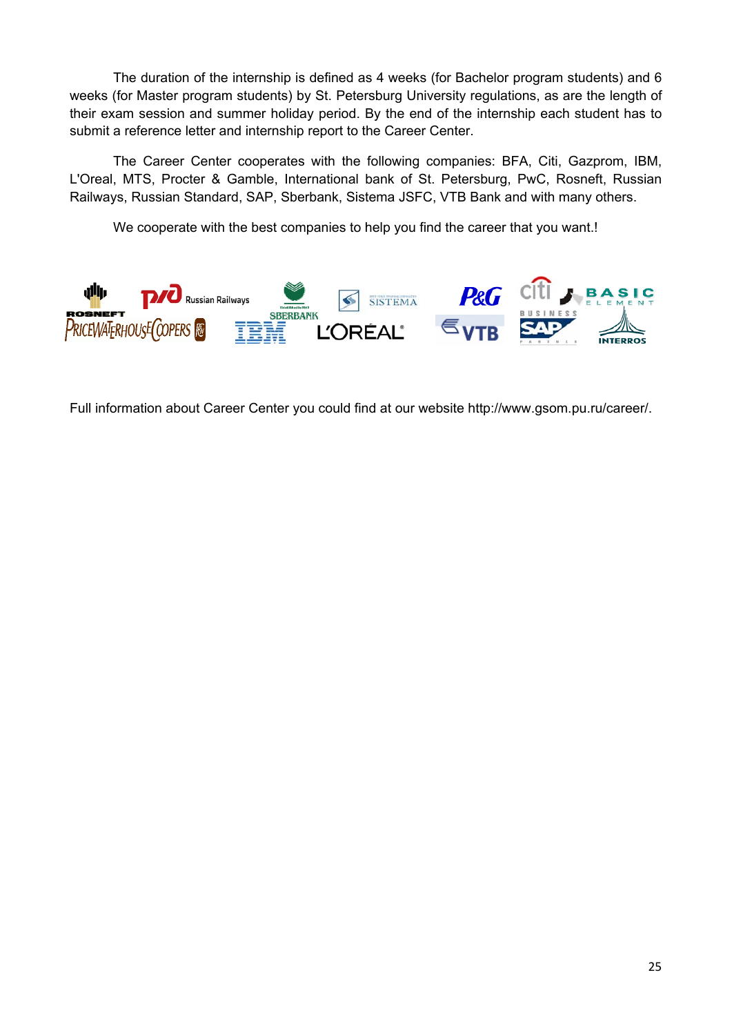The duration of the internship is defined as 4 weeks (for Bachelor program students) and 6 weeks (for Master program students) by St. Petersburg University regulations, as are the length of their exam session and summer holiday period. By the end of the internship each student has to submit a reference letter and internship report to the Career Center.

The Career Center cooperates with the following companies: BFA, Citi, Gazprom, IBM, L'Oreal, MTS, Procter & Gamble, International bank of St. Petersburg, PwC, Rosneft, Russian Railways, Russian Standard, SAP, Sberbank, Sistema JSFC, VTB Bank and with many others.

We cooperate with the best companies to help you find the career that you want.!

Full information about Career Center you could find at our website http://www.gsom.pu.ru/career/.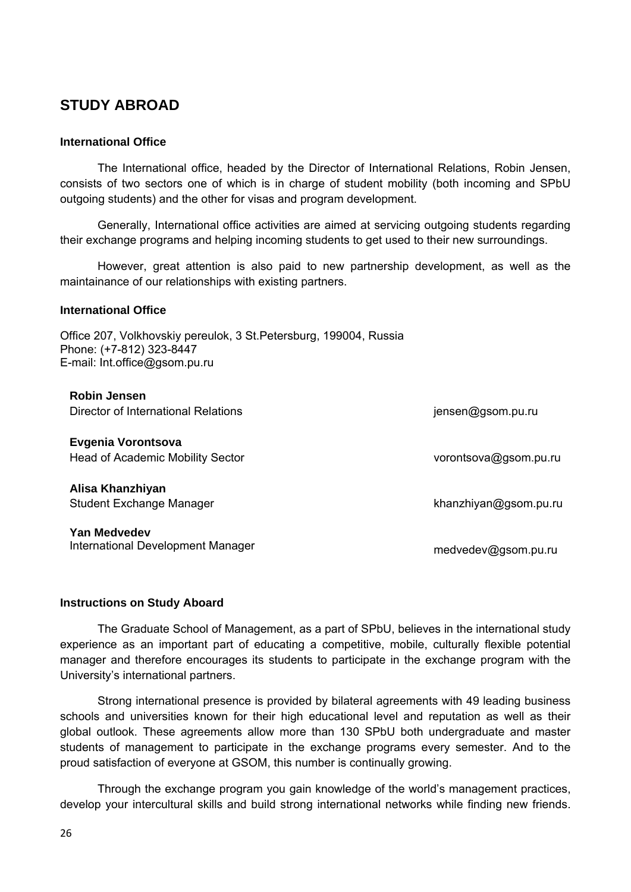## STUDY ABROAD

### International Office

The International office, headed by the Director of International Relations, Robin Jensen, consists of two sectors one of which is in charge of student mobility (both incoming and SPbU outgoing students) and the other for visas and program development.

Generally, International office activities are aimed at servicing outgoing students regarding their exchange programs and helping incoming students to get used to their new surroundings.

However, great attention is also paid to new partnership development, as well as the maintainance of our relationships with existing partners.

### International Office

Office 207, Volkhovskiy pereulok, 3 St.Petersburg, 199004, Russia
Phone: (+7-812) 323-8447
E-mail: Int.office@gsom.pu.ru

| | |
|---|---|
| **Robin Jensen**<br>Director of International Relations | jensen@gsom.pu.ru |
| **Evgenia Vorontsova**<br>Head of Academic Mobility Sector | vorontsova@gsom.pu.ru |
| **Alisa Khanzhiyan**<br>Student Exchange Manager | khanzhiyan@gsom.pu.ru |
| **Yan Medvedev**<br>International Development Manager | medvedev@gsom.pu.ru |

### Instructions on Study Aboard

The Graduate School of Management, as a part of SPbU, believes in the international study experience as an important part of educating a competitive, mobile, culturally flexible potential manager and therefore encourages its students to participate in the exchange program with the University's international partners.

Strong international presence is provided by bilateral agreements with 49 leading business schools and universities known for their high educational level and reputation as well as their global outlook. These agreements allow more than 130 SPbU both undergraduate and master students of management to participate in the exchange programs every semester. And to the proud satisfaction of everyone at GSOM, this number is continually growing.

Through the exchange program you gain knowledge of the world's management practices, develop your intercultural skills and build strong international networks while finding new friends.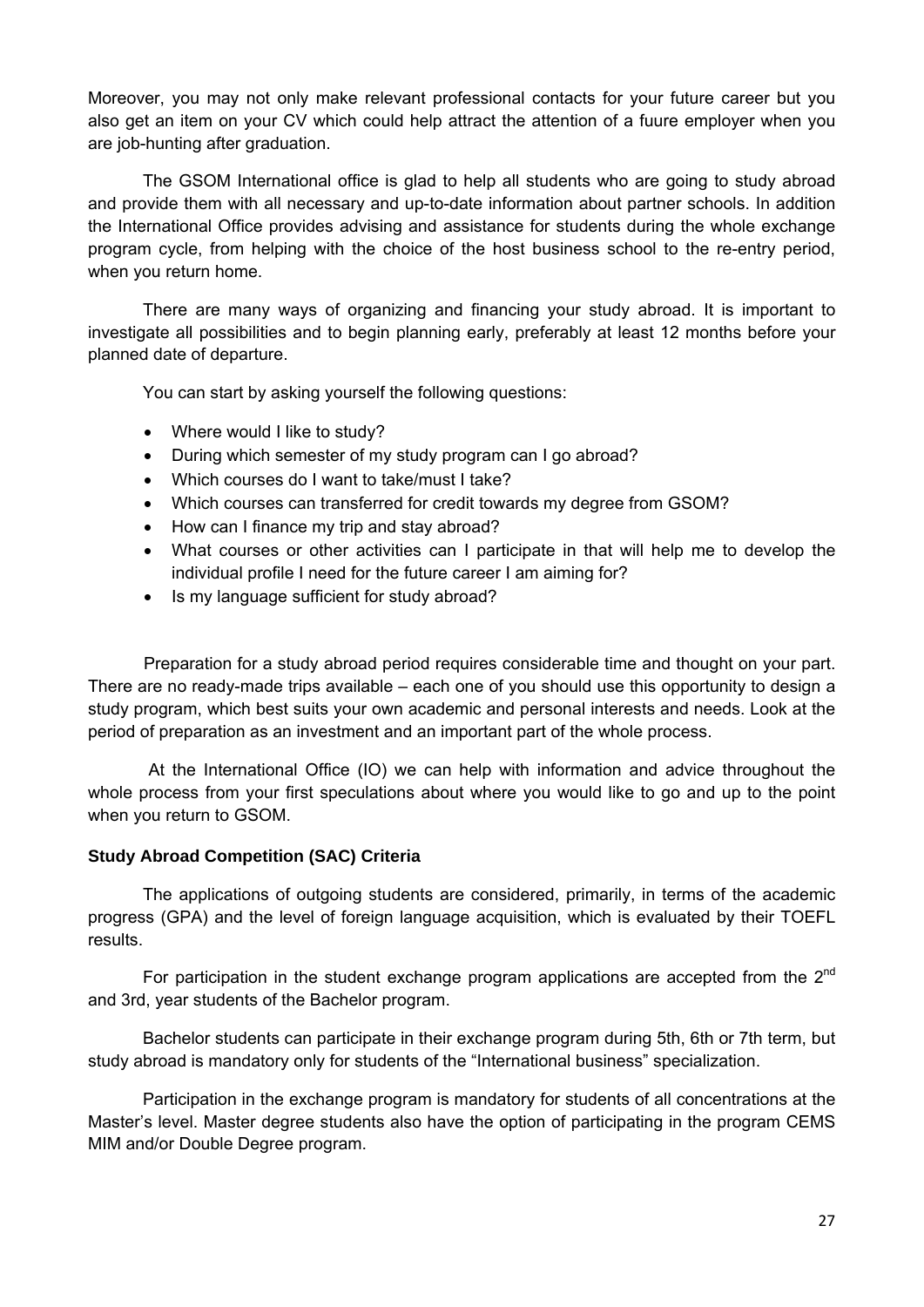Moreover, you may not only make relevant professional contacts for your future career but you also get an item on your CV which could help attract the attention of a fuure employer when you are job-hunting after graduation.

The GSOM International office is glad to help all students who are going to study abroad and provide them with all necessary and up-to-date information about partner schools. In addition the International Office provides advising and assistance for students during the whole exchange program cycle, from helping with the choice of the host business school to the re-entry period, when you return home.

There are many ways of organizing and financing your study abroad. It is important to investigate all possibilities and to begin planning early, preferably at least 12 months before your planned date of departure.

You can start by asking yourself the following questions:

- Where would I like to study?
- During which semester of my study program can I go abroad?
- Which courses do I want to take/must I take?
- Which courses can transferred for credit towards my degree from GSOM?
- How can I finance my trip and stay abroad?
- What courses or other activities can I participate in that will help me to develop the individual profile I need for the future career I am aiming for?
- Is my language sufficient for study abroad?

Preparation for a study abroad period requires considerable time and thought on your part. There are no ready-made trips available – each one of you should use this opportunity to design a study program, which best suits your own academic and personal interests and needs. Look at the period of preparation as an investment and an important part of the whole process.

At the International Office (IO) we can help with information and advice throughout the whole process from your first speculations about where you would like to go and up to the point when you return to GSOM.

**Study Abroad Competition (SAC) Criteria**

The applications of outgoing students are considered, primarily, in terms of the academic progress (GPA) and the level of foreign language acquisition, which is evaluated by their TOEFL results.

For participation in the student exchange program applications are accepted from the 2nd and 3rd, year students of the Bachelor program.

Bachelor students can participate in their exchange program during 5th, 6th or 7th term, but study abroad is mandatory only for students of the "International business" specialization.

Participation in the exchange program is mandatory for students of all concentrations at the Master's level. Master degree students also have the option of participating in the program CEMS MIM and/or Double Degree program.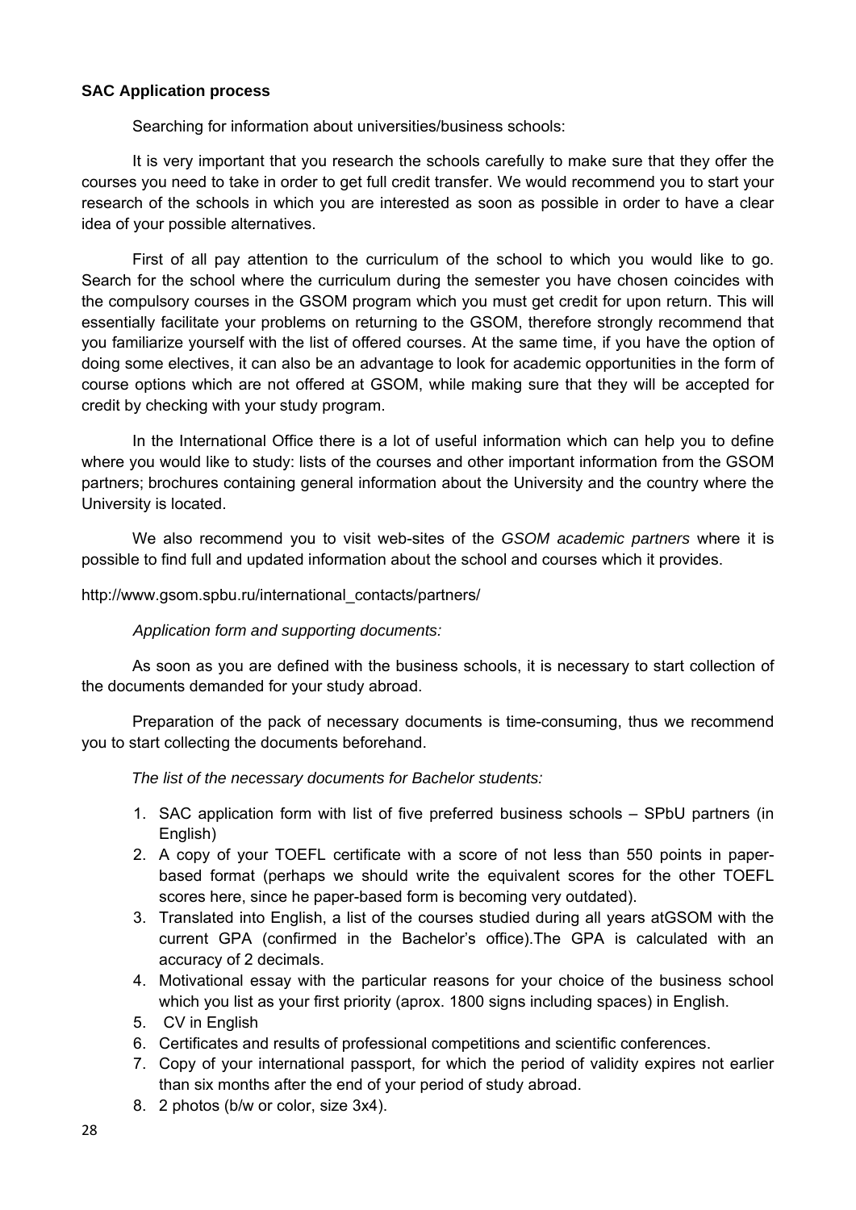**SAC Application process**

Searching for information about universities/business schools:

It is very important that you research the schools carefully to make sure that they offer the courses you need to take in order to get full credit transfer. We would recommend you to start your research of the schools in which you are interested as soon as possible in order to have a clear idea of your possible alternatives.

First of all pay attention to the curriculum of the school to which you would like to go. Search for the school where the curriculum during the semester you have chosen coincides with the compulsory courses in the GSOM program which you must get credit for upon return. This will essentially facilitate your problems on returning to the GSOM, therefore strongly recommend that you familiarize yourself with the list of offered courses. At the same time, if you have the option of doing some electives, it can also be an advantage to look for academic opportunities in the form of course options which are not offered at GSOM, while making sure that they will be accepted for credit by checking with your study program.

In the International Office there is a lot of useful information which can help you to define where you would like to study: lists of the courses and other important information from the GSOM partners; brochures containing general information about the University and the country where the University is located.

We also recommend you to visit web-sites of the *GSOM academic partners* where it is possible to find full and updated information about the school and courses which it provides.

http://www.gsom.spbu.ru/international_contacts/partners/

*Application form and supporting documents:*

As soon as you are defined with the business schools, it is necessary to start collection of the documents demanded for your study abroad.

Preparation of the pack of necessary documents is time-consuming, thus we recommend you to start collecting the documents beforehand.

*The list of the necessary documents for Bachelor students:*

1. SAC application form with list of five preferred business schools – SPbU partners (in English)
2. A copy of your TOEFL certificate with a score of not less than 550 points in paper-based format (perhaps we should write the equivalent scores for the other TOEFL scores here, since he paper-based form is becoming very outdated).
3. Translated into English, a list of the courses studied during all years atGSOM with the current GPA (confirmed in the Bachelor's office).The GPA is calculated with an accuracy of 2 decimals.
4. Motivational essay with the particular reasons for your choice of the business school which you list as your first priority (aprox. 1800 signs including spaces) in English.
5. CV in English
6. Certificates and results of professional competitions and scientific conferences.
7. Copy of your international passport, for which the period of validity expires not earlier than six months after the end of your period of study abroad.
8. 2 photos (b/w or color, size 3x4).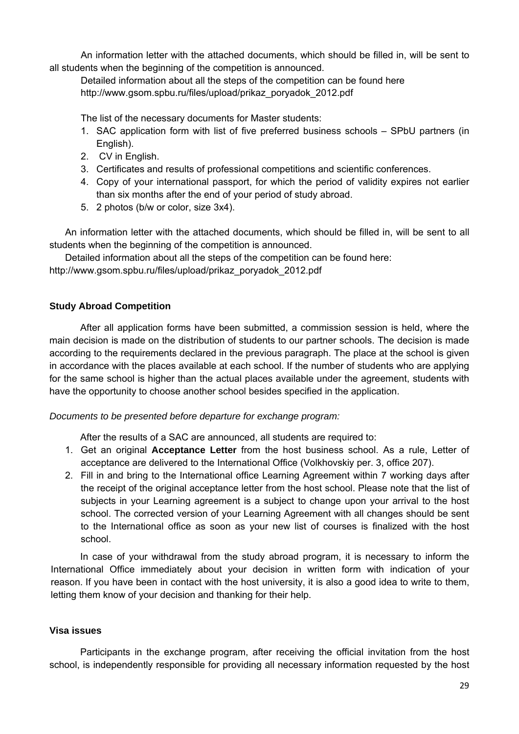An information letter with the attached documents, which should be filled in, will be sent to all students when the beginning of the competition is announced.

Detailed information about all the steps of the competition can be found here
http://www.gsom.spbu.ru/files/upload/prikaz_poryadok_2012.pdf

The list of the necessary documents for Master students:

1. SAC application form with list of five preferred business schools – SPbU partners (in English).
2. CV in English.
3. Certificates and results of professional competitions and scientific conferences.
4. Copy of your international passport, for which the period of validity expires not earlier than six months after the end of your period of study abroad.
5. 2 photos (b/w or color, size 3x4).

An information letter with the attached documents, which should be filled in, will be sent to all students when the beginning of the competition is announced.

Detailed information about all the steps of the competition can be found here:
http://www.gsom.spbu.ru/files/upload/prikaz_poryadok_2012.pdf

### Study Abroad Competition

After all application forms have been submitted, a commission session is held, where the main decision is made on the distribution of students to our partner schools. The decision is made according to the requirements declared in the previous paragraph. The place at the school is given in accordance with the places available at each school. If the number of students who are applying for the same school is higher than the actual places available under the agreement, students with have the opportunity to choose another school besides specified in the application.

*Documents to be presented before departure for exchange program:*

After the results of a SAC are announced, all students are required to:

1. Get an original **Acceptance Letter** from the host business school. As a rule, Letter of acceptance are delivered to the International Office (Volkhovskiy per. 3, office 207).
2. Fill in and bring to the International office Learning Agreement within 7 working days after the receipt of the original acceptance letter from the host school. Please note that the list of subjects in your Learning agreement is a subject to change upon your arrival to the host school. The corrected version of your Learning Agreement with all changes should be sent to the International office as soon as your new list of courses is finalized with the host school.

In case of your withdrawal from the study abroad program, it is necessary to inform the International Office immediately about your decision in written form with indication of your reason. If you have been in contact with the host university, it is also a good idea to write to them, letting them know of your decision and thanking for their help.

### Visa issues

Participants in the exchange program, after receiving the official invitation from the host school, is independently responsible for providing all necessary information requested by the host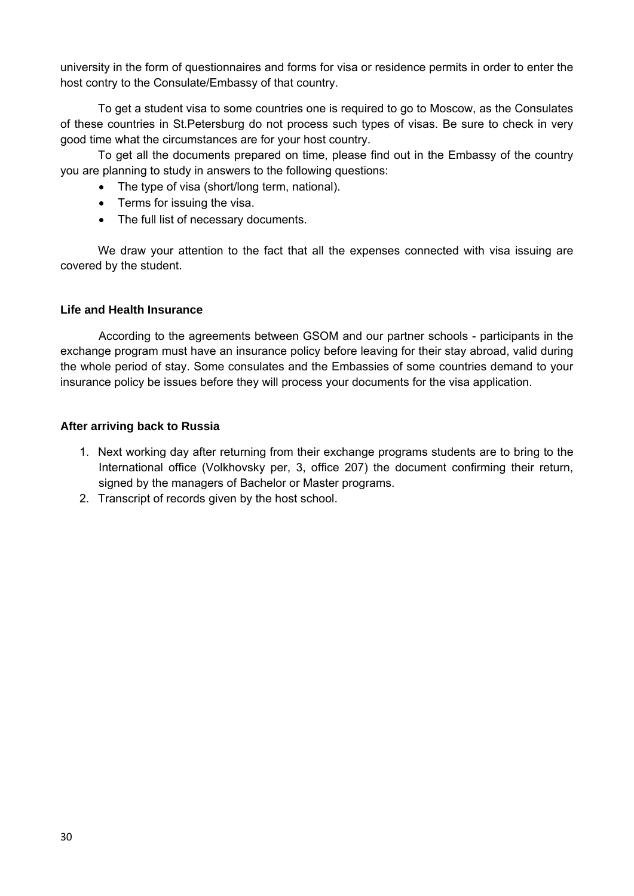university in the form of questionnaires and forms for visa or residence permits in order to enter the host contry to the Consulate/Embassy of that country.

To get a student visa to some countries one is required to go to Moscow, as the Consulates of these countries in St.Petersburg do not process such types of visas. Be sure to check in very good time what the circumstances are for your host country.

To get all the documents prepared on time, please find out in the Embassy of the country you are planning to study in answers to the following questions:

- The type of visa (short/long term, national).
- Terms for issuing the visa.
- The full list of necessary documents.

We draw your attention to the fact that all the expenses connected with visa issuing are covered by the student.

### Life and Health Insurance

According to the agreements between GSOM and our partner schools - participants in the exchange program must have an insurance policy before leaving for their stay abroad, valid during the whole period of stay. Some consulates and the Embassies of some countries demand to your insurance policy be issues before they will process your documents for the visa application.

### After arriving back to Russia

1. Next working day after returning from their exchange programs students are to bring to the International office (Volkhovsky per, 3, office 207) the document confirming their return, signed by the managers of Bachelor or Master programs.
2. Transcript of records given by the host school.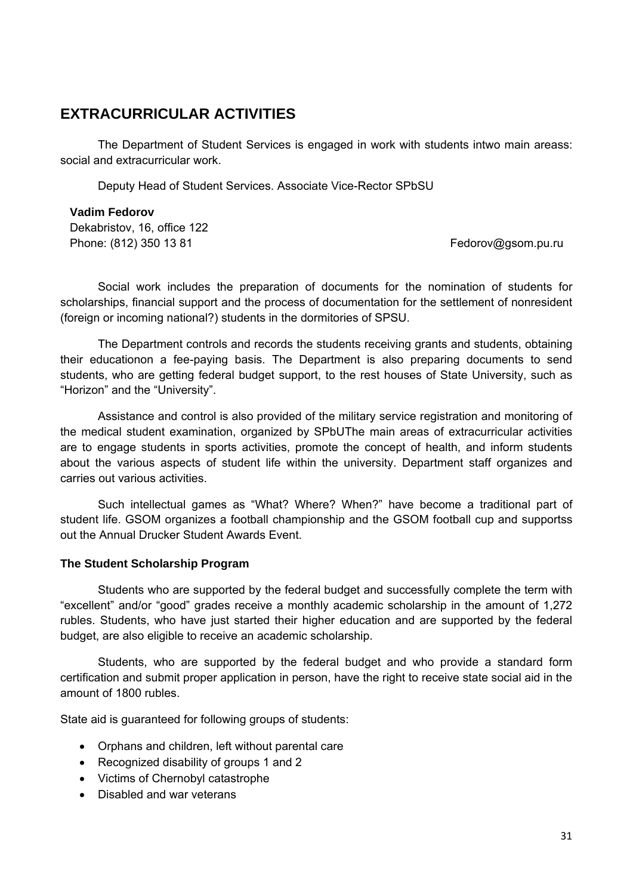# EXTRACURRICULAR ACTIVITIES

The Department of Student Services is engaged in work with students intwo main areass: social and extracurricular work.

Deputy Head of Student Services. Associate Vice-Rector SPbSU

**Vadim Fedorov**
Dekabristov, 16, office 122
Phone: (812) 350 13 81 Fedorov@gsom.pu.ru

Social work includes the preparation of documents for the nomination of students for scholarships, financial support and the process of documentation for the settlement of nonresident (foreign or incoming national?) students in the dormitories of SPSU.

The Department controls and records the students receiving grants and students, obtaining their educationon a fee-paying basis. The Department is also preparing documents to send students, who are getting federal budget support, to the rest houses of State University, such as "Horizon" and the "University".

Assistance and control is also provided of the military service registration and monitoring of the medical student examination, organized by SPbUThe main areas of extracurricular activities are to engage students in sports activities, promote the concept of health, and inform students about the various aspects of student life within the university. Department staff organizes and carries out various activities.

Such intellectual games as "What? Where? When?" have become a traditional part of student life. GSOM organizes a football championship and the GSOM football cup and supportss out the Annual Drucker Student Awards Event.

### The Student Scholarship Program

Students who are supported by the federal budget and successfully complete the term with "excellent" and/or "good" grades receive a monthly academic scholarship in the amount of 1,272 rubles. Students, who have just started their higher education and are supported by the federal budget, are also eligible to receive an academic scholarship.

Students, who are supported by the federal budget and who provide a standard form certification and submit proper application in person, have the right to receive state social aid in the amount of 1800 rubles.

State aid is guaranteed for following groups of students:

- Orphans and children, left without parental care
- Recognized disability of groups 1 and 2
- Victims of Chernobyl catastrophe
- Disabled and war veterans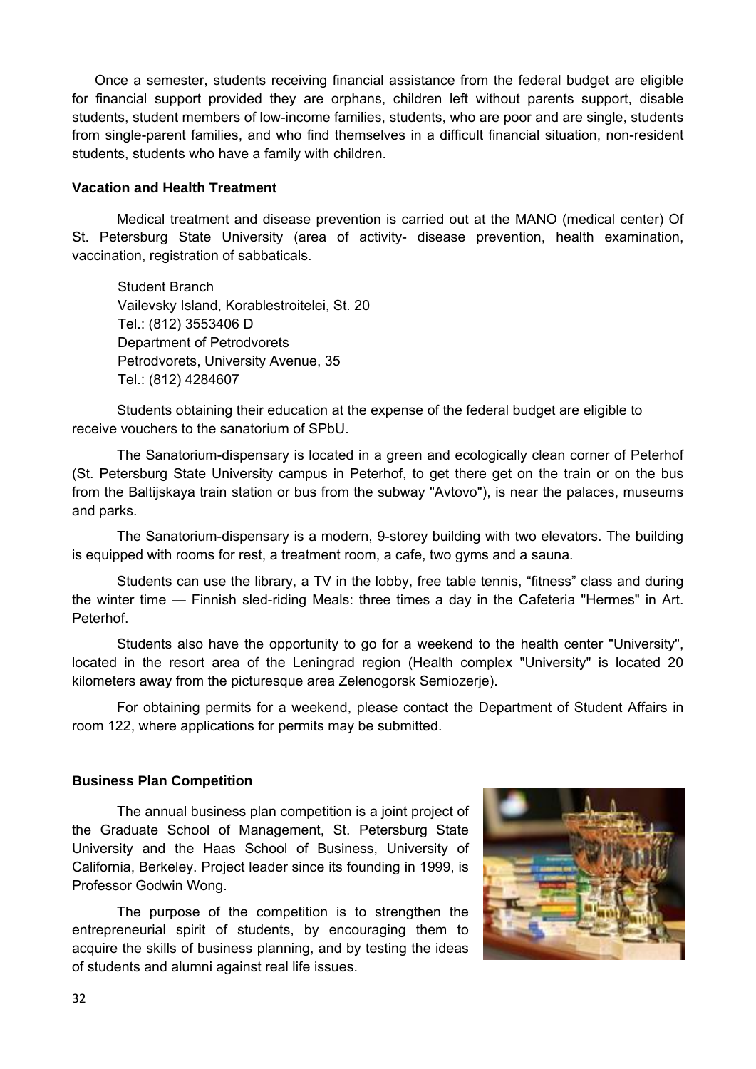Once a semester, students receiving financial assistance from the federal budget are eligible for financial support provided they are orphans, children left without parents support, disable students, student members of low-income families, students, who are poor and are single, students from single-parent families, and who find themselves in a difficult financial situation, non-resident students, students who have a family with children.

**Vacation and Health Treatment**

Medical treatment and disease prevention is carried out at the MANO (medical center) Of St. Petersburg State University (area of activity- disease prevention, health examination, vaccination, registration of sabbaticals.

Student Branch
Vailevsky Island, Korablestroitelei, St. 20
Tel.: (812) 3553406 D
Department of Petrodvorets
Petrodvorets, University Avenue, 35
Tel.: (812) 4284607

Students obtaining their education at the expense of the federal budget are eligible to receive vouchers to the sanatorium of SPbU.

The Sanatorium-dispensary is located in a green and ecologically clean corner of Peterhof (St. Petersburg State University campus in Peterhof, to get there get on the train or on the bus from the Baltijskaya train station or bus from the subway "Avtovo"), is near the palaces, museums and parks.

The Sanatorium-dispensary is a modern, 9-storey building with two elevators. The building is equipped with rooms for rest, a treatment room, a cafe, two gyms and a sauna.

Students can use the library, a TV in the lobby, free table tennis, "fitness" class and during the winter time — Finnish sled-riding Meals: three times a day in the Cafeteria "Hermes" in Art. Peterhof.

Students also have the opportunity to go for a weekend to the health center "University", located in the resort area of the Leningrad region (Health complex "University" is located 20 kilometers away from the picturesque area Zelenogorsk Semiozerje).

For obtaining permits for a weekend, please contact the Department of Student Affairs in room 122, where applications for permits may be submitted.

**Business Plan Competition**

The annual business plan competition is a joint project of the Graduate School of Management, St. Petersburg State University and the Haas School of Business, University of California, Berkeley. Project leader since its founding in 1999, is Professor Godwin Wong.

The purpose of the competition is to strengthen the entrepreneurial spirit of students, by encouraging them to acquire the skills of business planning, and by testing the ideas of students and alumni against real life issues.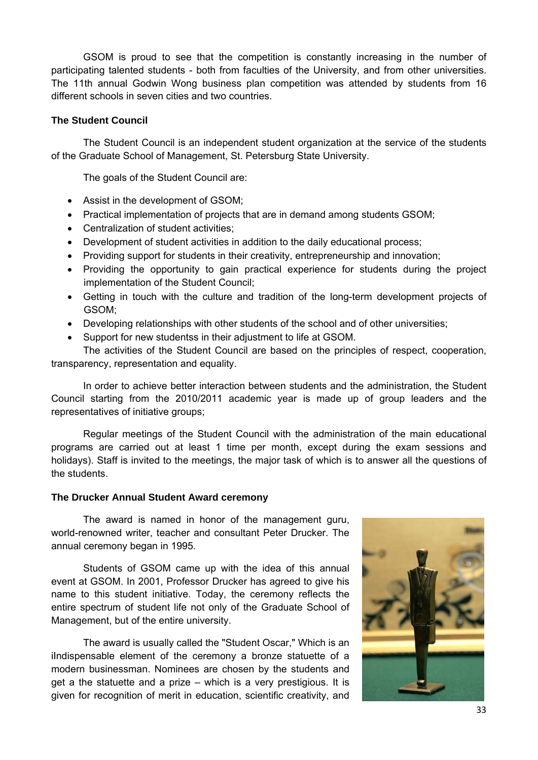GSOM is proud to see that the competition is constantly increasing in the number of participating talented students - both from faculties of the University, and from other universities. The 11th annual Godwin Wong business plan competition was attended by students from 16 different schools in seven cities and two countries.

**The Student Council**

The Student Council is an independent student organization at the service of the students of the Graduate School of Management, St. Petersburg State University.

The goals of the Student Council are:

- Assist in the development of GSOM;
- Practical implementation of projects that are in demand among students GSOM;
- Centralization of student activities;
- Development of student activities in addition to the daily educational process;
- Providing support for students in their creativity, entrepreneurship and innovation;
- Providing the opportunity to gain practical experience for students during the project implementation of the Student Council;
- Getting in touch with the culture and tradition of the long-term development projects of GSOM;
- Developing relationships with other students of the school and of other universities;
- Support for new studentss in their adjustment to life at GSOM.

The activities of the Student Council are based on the principles of respect, cooperation, transparency, representation and equality.

In order to achieve better interaction between students and the administration, the Student Council starting from the 2010/2011 academic year is made up of group leaders and the representatives of initiative groups;

Regular meetings of the Student Council with the administration of the main educational programs are carried out at least 1 time per month, except during the exam sessions and holidays). Staff is invited to the meetings, the major task of which is to answer all the questions of the students.

**The Drucker Annual Student Award ceremony**

The award is named in honor of the management guru, world-renowned writer, teacher and consultant Peter Drucker. The annual ceremony began in 1995.

Students of GSOM came up with the idea of this annual event at GSOM. In 2001, Professor Drucker has agreed to give his name to this student initiative. Today, the ceremony reflects the entire spectrum of student life not only of the Graduate School of Management, but of the entire university.

The award is usually called the "Student Oscar," Which is an iIndispensable element of the ceremony a bronze statuette of a modern businessman. Nominees are chosen by the students and get a the statuette and a prize – which is a very prestigious. It is given for recognition of merit in education, scientific creativity, and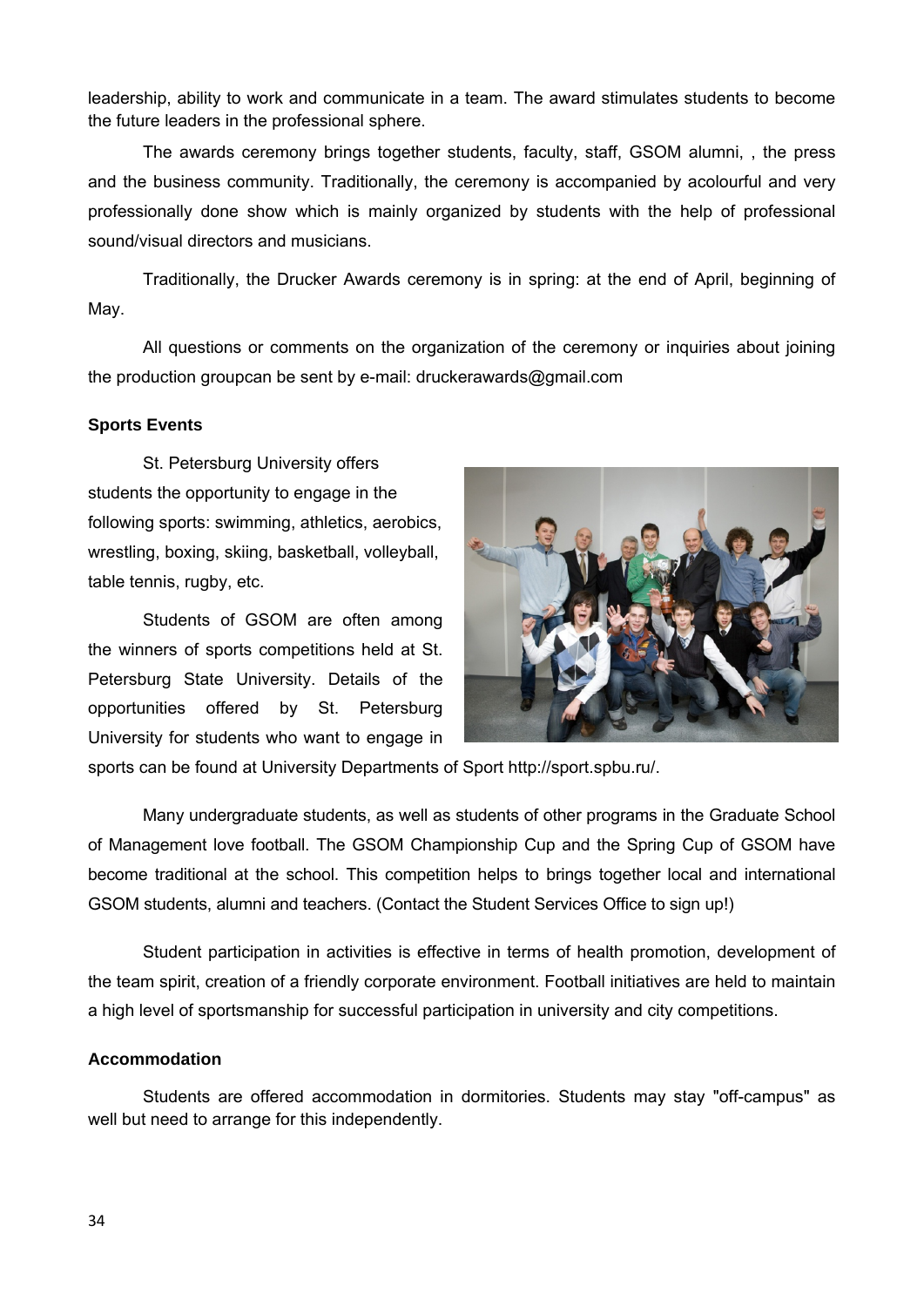leadership, ability to work and communicate in a team. The award stimulates students to become the future leaders in the professional sphere.

The awards ceremony brings together students, faculty, staff, GSOM alumni, , the press and the business community. Traditionally, the ceremony is accompanied by acolourful and very professionally done show which is mainly organized by students with the help of professional sound/visual directors and musicians.

Traditionally, the Drucker Awards ceremony is in spring: at the end of April, beginning of May.

All questions or comments on the organization of the ceremony or inquiries about joining the production groupcan be sent by e-mail: druckerawards@gmail.com

**Sports Events**

St. Petersburg University offers students the opportunity to engage in the following sports: swimming, athletics, aerobics, wrestling, boxing, skiing, basketball, volleyball, table tennis, rugby, etc.

Students of GSOM are often among the winners of sports competitions held at St. Petersburg State University. Details of the opportunities offered by St. Petersburg University for students who want to engage in sports can be found at University Departments of Sport http://sport.spbu.ru/.

Many undergraduate students, as well as students of other programs in the Graduate School of Management love football. The GSOM Championship Cup and the Spring Cup of GSOM have become traditional at the school. This competition helps to brings together local and international GSOM students, alumni and teachers. (Contact the Student Services Office to sign up!)

Student participation in activities is effective in terms of health promotion, development of the team spirit, creation of a friendly corporate environment. Football initiatives are held to maintain a high level of sportsmanship for successful participation in university and city competitions.

**Accommodation**

Students are offered accommodation in dormitories. Students may stay "off-campus" as well but need to arrange for this independently.